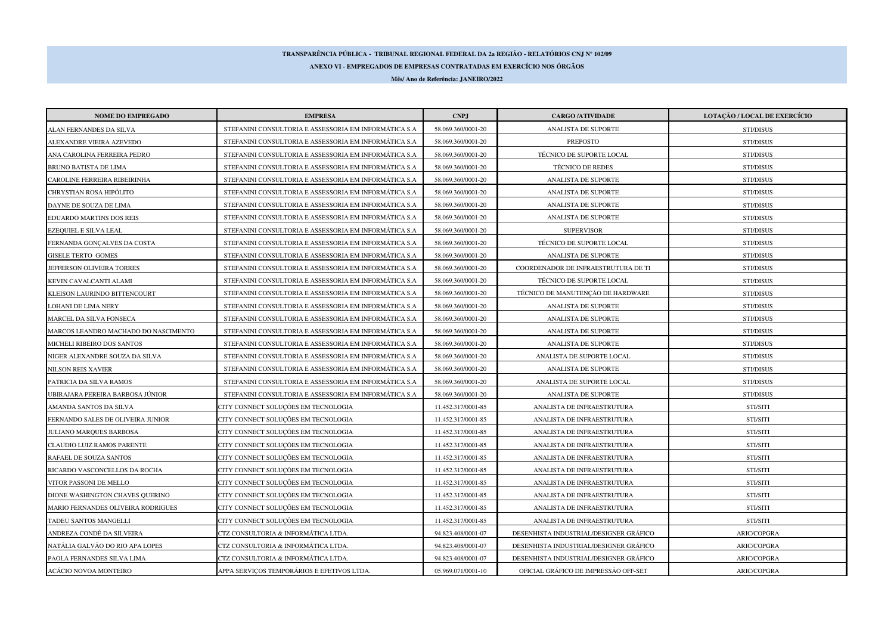**TRANSPARÊNCIA PÚBLICA - TRIBUNAL REGIONAL FEDERAL DA 2a REGIÃO - RELATÓRIOS CNJ Nº 102/09**

**ANEXO VI - EMPREGADOS DE EMPRESAS CONTRATADAS EM EXERCÍCIO NOS ÓRGÃOS**

**Mês/ Ano de Referência: JANEIRO/2022**

| NOME DO EMPREGADO | EMPRESA | CNPJ | CARGO /ATIVIDADE | LOTAÇÃO / LOCAL DE EXERCÍCIO |
|---|---|---|---|---|
| ALAN FERNANDES DA SILVA | STEFANINI CONSULTORIA E ASSESSORIA EM INFORMÁTICA S.A | 58.069.360/0001-20 | ANALISTA DE SUPORTE | STI/DISUS |
| ALEXANDRE VIEIRA AZEVEDO | STEFANINI CONSULTORIA E ASSESSORIA EM INFORMÁTICA S.A | 58.069.360/0001-20 | PREPOSTO | STI/DISUS |
| ANA CAROLINA FERREIRA PEDRO | STEFANINI CONSULTORIA E ASSESSORIA EM INFORMÁTICA S.A | 58.069.360/0001-20 | TÉCNICO DE SUPORTE LOCAL | STI/DISUS |
| BRUNO BATISTA DE LIMA | STEFANINI CONSULTORIA E ASSESSORIA EM INFORMÁTICA S.A | 58.069.360/0001-20 | TÉCNICO DE REDES | STI/DISUS |
| CAROLINE FERREIRA RIBEIRINHA | STEFANINI CONSULTORIA E ASSESSORIA EM INFORMÁTICA S.A | 58.069.360/0001-20 | ANALISTA DE SUPORTE | STI/DISUS |
| CHRYSTIAN ROSA HIPÓLITO | STEFANINI CONSULTORIA E ASSESSORIA EM INFORMÁTICA S.A | 58.069.360/0001-20 | ANALISTA DE SUPORTE | STI/DISUS |
| DAYNE DE SOUZA DE LIMA | STEFANINI CONSULTORIA E ASSESSORIA EM INFORMÁTICA S.A | 58.069.360/0001-20 | ANALISTA DE SUPORTE | STI/DISUS |
| EDUARDO MARTINS DOS REIS | STEFANINI CONSULTORIA E ASSESSORIA EM INFORMÁTICA S.A | 58.069.360/0001-20 | ANALISTA DE SUPORTE | STI/DISUS |
| EZEQUIEL E SILVA LEAL | STEFANINI CONSULTORIA E ASSESSORIA EM INFORMÁTICA S.A | 58.069.360/0001-20 | SUPERVISOR | STI/DISUS |
| FERNANDA GONÇALVES DA COSTA | STEFANINI CONSULTORIA E ASSESSORIA EM INFORMÁTICA S.A | 58.069.360/0001-20 | TÉCNICO DE SUPORTE LOCAL | STI/DISUS |
| GISELE TERTO GOMES | STEFANINI CONSULTORIA E ASSESSORIA EM INFORMÁTICA S.A | 58.069.360/0001-20 | ANALISTA DE SUPORTE | STI/DISUS |
| JEFFERSON OLIVEIRA TORRES | STEFANINI CONSULTORIA E ASSESSORIA EM INFORMÁTICA S.A | 58.069.360/0001-20 | COORDENADOR DE INFRAESTRUTURA DE TI | STI/DISUS |
| KEVIN CAVALCANTI ALAMI | STEFANINI CONSULTORIA E ASSESSORIA EM INFORMÁTICA S.A | 58.069.360/0001-20 | TÉCNICO DE SUPORTE LOCAL | STI/DISUS |
| KLEISON LAURINDO BITTENCOURT | STEFANINI CONSULTORIA E ASSESSORIA EM INFORMÁTICA S.A | 58.069.360/0001-20 | TÉCNICO DE MANUTENÇÃO DE HARDWARE | STI/DISUS |
| LOHANI DE LIMA NERY | STEFANINI CONSULTORIA E ASSESSORIA EM INFORMÁTICA S.A | 58.069.360/0001-20 | ANALISTA DE SUPORTE | STI/DISUS |
| MARCEL DA SILVA FONSECA | STEFANINI CONSULTORIA E ASSESSORIA EM INFORMÁTICA S.A | 58.069.360/0001-20 | ANALISTA DE SUPORTE | STI/DISUS |
| MARCOS LEANDRO MACHADO DO NASCIMENTO | STEFANINI CONSULTORIA E ASSESSORIA EM INFORMÁTICA S.A | 58.069.360/0001-20 | ANALISTA DE SUPORTE | STI/DISUS |
| MICHELI RIBEIRO DOS SANTOS | STEFANINI CONSULTORIA E ASSESSORIA EM INFORMÁTICA S.A | 58.069.360/0001-20 | ANALISTA DE SUPORTE | STI/DISUS |
| NIGER ALEXANDRE SOUZA DA SILVA | STEFANINI CONSULTORIA E ASSESSORIA EM INFORMÁTICA S.A | 58.069.360/0001-20 | ANALISTA DE SUPORTE LOCAL | STI/DISUS |
| NILSON REIS XAVIER | STEFANINI CONSULTORIA E ASSESSORIA EM INFORMÁTICA S.A | 58.069.360/0001-20 | ANALISTA DE SUPORTE | STI/DISUS |
| PATRICIA DA SILVA RAMOS | STEFANINI CONSULTORIA E ASSESSORIA EM INFORMÁTICA S.A | 58.069.360/0001-20 | ANALISTA DE SUPORTE LOCAL | STI/DISUS |
| UBIRAJARA PEREIRA BARBOSA JÚNIOR | STEFANINI CONSULTORIA E ASSESSORIA EM INFORMÁTICA S.A | 58.069.360/0001-20 | ANALISTA DE SUPORTE | STI/DISUS |
| AMANDA SANTOS DA SILVA | CITY CONNECT SOLUÇÕES EM TECNOLOGIA | 11.452.317/0001-85 | ANALISTA DE INFRAESTRUTURA | STI/SITI |
| FERNANDO SALES DE OLIVEIRA JUNIOR | CITY CONNECT SOLUÇÕES EM TECNOLOGIA | 11.452.317/0001-85 | ANALISTA DE INFRAESTRUTURA | STI/SITI |
| JULIANO MARQUES BARBOSA | CITY CONNECT SOLUÇÕES EM TECNOLOGIA | 11.452.317/0001-85 | ANALISTA DE INFRAESTRUTURA | STI/SITI |
| CLAUDIO LUIZ RAMOS PARENTE | CITY CONNECT SOLUÇÕES EM TECNOLOGIA | 11.452.317/0001-85 | ANALISTA DE INFRAESTRUTURA | STI/SITI |
| RAFAEL DE SOUZA SANTOS | CITY CONNECT SOLUÇÕES EM TECNOLOGIA | 11.452.317/0001-85 | ANALISTA DE INFRAESTRUTURA | STI/SITI |
| RICARDO VASCONCELLOS DA ROCHA | CITY CONNECT SOLUÇÕES EM TECNOLOGIA | 11.452.317/0001-85 | ANALISTA DE INFRAESTRUTURA | STI/SITI |
| VITOR PASSONI DE MELLO | CITY CONNECT SOLUÇÕES EM TECNOLOGIA | 11.452.317/0001-85 | ANALISTA DE INFRAESTRUTURA | STI/SITI |
| DIONE WASHINGTON CHAVES QUERINO | CITY CONNECT SOLUÇÕES EM TECNOLOGIA | 11.452.317/0001-85 | ANALISTA DE INFRAESTRUTURA | STI/SITI |
| MARIO FERNANDES OLIVEIRA RODRIGUES | CITY CONNECT SOLUÇÕES EM TECNOLOGIA | 11.452.317/0001-85 | ANALISTA DE INFRAESTRUTURA | STI/SITI |
| TADEU SANTOS MANGELLI | CITY CONNECT SOLUÇÕES EM TECNOLOGIA | 11.452.317/0001-85 | ANALISTA DE INFRAESTRUTURA | STI/SITI |
| ANDREZA CONDÉ DA SILVEIRA | CTZ CONSULTORIA & INFORMÁTICA LTDA. | 94.823.408/0001-07 | DESENHISTA INDUSTRIAL/DESIGNER GRÁFICO | ARIC/COPGRA |
| NATÁLIA GALVÃO DO RIO APA LOPES | CTZ CONSULTORIA & INFORMÁTICA LTDA. | 94.823.408/0001-07 | DESENHISTA INDUSTRIAL/DESIGNER GRÁFICO | ARIC/COPGRA |
| PAOLA FERNANDES SILVA LIMA | CTZ CONSULTORIA & INFORMÁTICA LTDA. | 94.823.408/0001-07 | DESENHISTA INDUSTRIAL/DESIGNER GRÁFICO | ARIC/COPGRA |
| ACÁCIO NOVOA MONTEIRO | APPA SERVIÇOS TEMPORÁRIOS E EFETIVOS LTDA. | 05.969.071/0001-10 | OFICIAL GRÁFICO DE IMPRESSÃO OFF-SET | ARIC/COPGRA |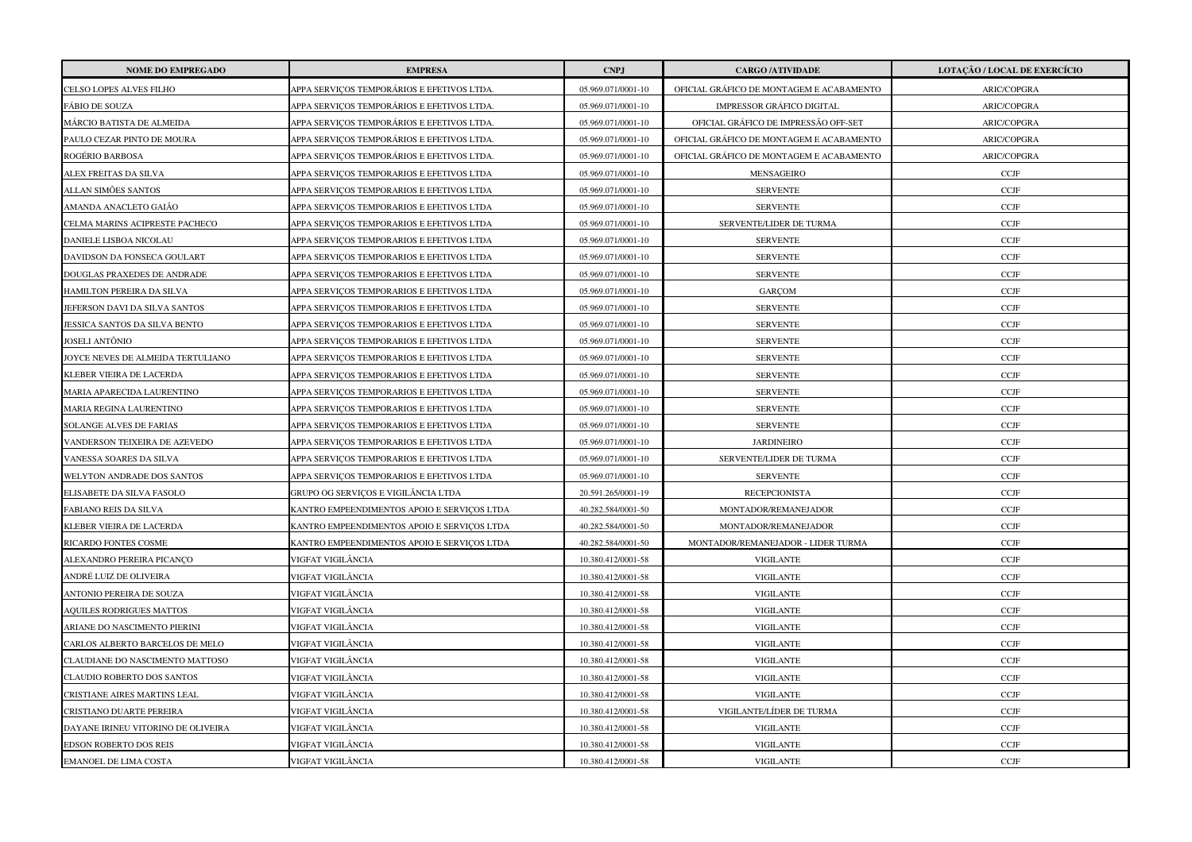| NOME DO EMPREGADO | EMPRESA | CNPJ | CARGO /ATIVIDADE | LOTAÇÃO / LOCAL DE EXERCÍCIO |
|---|---|---|---|---|
| CELSO LOPES ALVES FILHO | APPA SERVIÇOS TEMPORÁRIOS E EFETIVOS LTDA. | 05.969.071/0001-10 | OFICIAL GRÁFICO DE MONTAGEM E ACABAMENTO | ARIC/COPGRA |
| FÁBIO DE SOUZA | APPA SERVIÇOS TEMPORÁRIOS E EFETIVOS LTDA. | 05.969.071/0001-10 | IMPRESSOR GRÁFICO DIGITAL | ARIC/COPGRA |
| MÁRCIO BATISTA DE ALMEIDA | APPA SERVIÇOS TEMPORÁRIOS E EFETIVOS LTDA. | 05.969.071/0001-10 | OFICIAL GRÁFICO DE IMPRESSÃO OFF-SET | ARIC/COPGRA |
| PAULO CEZAR PINTO DE MOURA | APPA SERVIÇOS TEMPORÁRIOS E EFETIVOS LTDA. | 05.969.071/0001-10 | OFICIAL GRÁFICO DE MONTAGEM E ACABAMENTO | ARIC/COPGRA |
| ROGÉRIO BARBOSA | APPA SERVIÇOS TEMPORÁRIOS E EFETIVOS LTDA. | 05.969.071/0001-10 | OFICIAL GRÁFICO DE MONTAGEM E ACABAMENTO | ARIC/COPGRA |
| ALEX FREITAS DA SILVA | APPA SERVIÇOS TEMPORARIOS E EFETIVOS LTDA | 05.969.071/0001-10 | MENSAGEIRO | CCJF |
| ALLAN SIMÕES SANTOS | APPA SERVIÇOS TEMPORARIOS E EFETIVOS LTDA | 05.969.071/0001-10 | SERVENTE | CCJF |
| AMANDA ANACLETO GAIÃO | APPA SERVIÇOS TEMPORARIOS E EFETIVOS LTDA | 05.969.071/0001-10 | SERVENTE | CCJF |
| CELMA MARINS ACIPRESTE PACHECO | APPA SERVIÇOS TEMPORARIOS E EFETIVOS LTDA | 05.969.071/0001-10 | SERVENTE/LIDER DE TURMA | CCJF |
| DANIELE LISBOA NICOLAU | APPA SERVIÇOS TEMPORARIOS E EFETIVOS LTDA | 05.969.071/0001-10 | SERVENTE | CCJF |
| DAVIDSON DA FONSECA GOULART | APPA SERVIÇOS TEMPORARIOS E EFETIVOS LTDA | 05.969.071/0001-10 | SERVENTE | CCJF |
| DOUGLAS PRAXEDES DE ANDRADE | APPA SERVIÇOS TEMPORARIOS E EFETIVOS LTDA | 05.969.071/0001-10 | SERVENTE | CCJF |
| HAMILTON PEREIRA DA SILVA | APPA SERVIÇOS TEMPORARIOS E EFETIVOS LTDA | 05.969.071/0001-10 | GARÇOM | CCJF |
| JEFERSON DAVI DA SILVA SANTOS | APPA SERVIÇOS TEMPORARIOS E EFETIVOS LTDA | 05.969.071/0001-10 | SERVENTE | CCJF |
| JESSICA SANTOS DA SILVA BENTO | APPA SERVIÇOS TEMPORARIOS E EFETIVOS LTDA | 05.969.071/0001-10 | SERVENTE | CCJF |
| JOSELI ANTÔNIO | APPA SERVIÇOS TEMPORARIOS E EFETIVOS LTDA | 05.969.071/0001-10 | SERVENTE | CCJF |
| JOYCE NEVES DE ALMEIDA TERTULIANO | APPA SERVIÇOS TEMPORARIOS E EFETIVOS LTDA | 05.969.071/0001-10 | SERVENTE | CCJF |
| KLEBER VIEIRA DE LACERDA | APPA SERVIÇOS TEMPORARIOS E EFETIVOS LTDA | 05.969.071/0001-10 | SERVENTE | CCJF |
| MARIA APARECIDA LAURENTINO | APPA SERVIÇOS TEMPORARIOS E EFETIVOS LTDA | 05.969.071/0001-10 | SERVENTE | CCJF |
| MARIA REGINA LAURENTINO | APPA SERVIÇOS TEMPORARIOS E EFETIVOS LTDA | 05.969.071/0001-10 | SERVENTE | CCJF |
| SOLANGE ALVES DE FARIAS | APPA SERVIÇOS TEMPORARIOS E EFETIVOS LTDA | 05.969.071/0001-10 | SERVENTE | CCJF |
| VANDERSON TEIXEIRA DE AZEVEDO | APPA SERVIÇOS TEMPORARIOS E EFETIVOS LTDA | 05.969.071/0001-10 | JARDINEIRO | CCJF |
| VANESSA SOARES DA SILVA | APPA SERVIÇOS TEMPORARIOS E EFETIVOS LTDA | 05.969.071/0001-10 | SERVENTE/LIDER DE TURMA | CCJF |
| WELYTON ANDRADE DOS SANTOS | APPA SERVIÇOS TEMPORARIOS E EFETIVOS LTDA | 05.969.071/0001-10 | SERVENTE | CCJF |
| ELISABETE DA SILVA FASOLO | GRUPO OG SERVIÇOS E VIGILÂNCIA LTDA | 20.591.265/0001-19 | RECEPCIONISTA | CCJF |
| FABIANO REIS DA SILVA | KANTRO EMPEENDIMENTOS APOIO E SERVIÇOS LTDA | 40.282.584/0001-50 | MONTADOR/REMANEJADOR | CCJF |
| KLEBER VIEIRA DE LACERDA | KANTRO EMPEENDIMENTOS APOIO E SERVIÇOS LTDA | 40.282.584/0001-50 | MONTADOR/REMANEJADOR | CCJF |
| RICARDO FONTES COSME | KANTRO EMPEENDIMENTOS APOIO E SERVIÇOS LTDA | 40.282.584/0001-50 | MONTADOR/REMANEJADOR - LIDER TURMA | CCJF |
| ALEXANDRO PEREIRA PICANÇO | VIGFAT VIGILÂNCIA | 10.380.412/0001-58 | VIGILANTE | CCJF |
| ANDRÉ LUIZ DE OLIVEIRA | VIGFAT VIGILÂNCIA | 10.380.412/0001-58 | VIGILANTE | CCJF |
| ANTONIO PEREIRA DE SOUZA | VIGFAT VIGILÂNCIA | 10.380.412/0001-58 | VIGILANTE | CCJF |
| AQUILES RODRIGUES MATTOS | VIGFAT VIGILÂNCIA | 10.380.412/0001-58 | VIGILANTE | CCJF |
| ARIANE DO NASCIMENTO PIERINI | VIGFAT VIGILÂNCIA | 10.380.412/0001-58 | VIGILANTE | CCJF |
| CARLOS ALBERTO BARCELOS DE MELO | VIGFAT VIGILÂNCIA | 10.380.412/0001-58 | VIGILANTE | CCJF |
| CLAUDIANE DO NASCIMENTO MATTOSO | VIGFAT VIGILÂNCIA | 10.380.412/0001-58 | VIGILANTE | CCJF |
| CLAUDIO ROBERTO DOS SANTOS | VIGFAT VIGILÂNCIA | 10.380.412/0001-58 | VIGILANTE | CCJF |
| CRISTIANE AIRES MARTINS LEAL | VIGFAT VIGILÂNCIA | 10.380.412/0001-58 | VIGILANTE | CCJF |
| CRISTIANO DUARTE PEREIRA | VIGFAT VIGILÂNCIA | 10.380.412/0001-58 | VIGILANTE/LÍDER DE TURMA | CCJF |
| DAYANE IRINEU VITORINO DE OLIVEIRA | VIGFAT VIGILÂNCIA | 10.380.412/0001-58 | VIGILANTE | CCJF |
| EDSON ROBERTO DOS REIS | VIGFAT VIGILÂNCIA | 10.380.412/0001-58 | VIGILANTE | CCJF |
| EMANOEL DE LIMA COSTA | VIGFAT VIGILÂNCIA | 10.380.412/0001-58 | VIGILANTE | CCJF |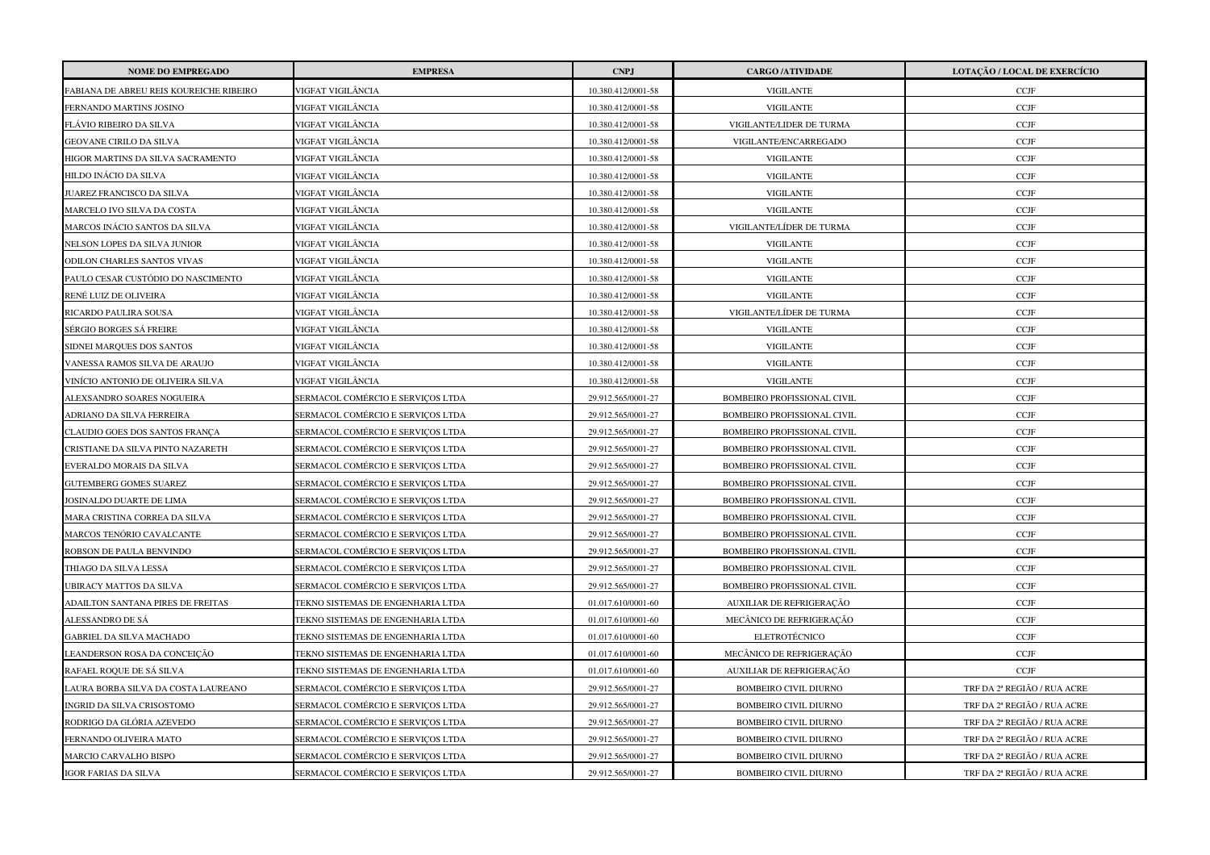| NOME DO EMPREGADO | EMPRESA | CNPJ | CARGO /ATIVIDADE | LOTAÇÃO / LOCAL DE EXERCÍCIO |
|---|---|---|---|---|
| FABIANA DE ABREU REIS KOUREICHE RIBEIRO | VIGFAT VIGILÂNCIA | 10.380.412/0001-58 | VIGILANTE | CCJF |
| FERNANDO MARTINS JOSINO | VIGFAT VIGILÂNCIA | 10.380.412/0001-58 | VIGILANTE | CCJF |
| FLÁVIO RIBEIRO DA SILVA | VIGFAT VIGILÂNCIA | 10.380.412/0001-58 | VIGILANTE/LIDER DE TURMA | CCJF |
| GEOVANE CIRILO DA SILVA | VIGFAT VIGILÂNCIA | 10.380.412/0001-58 | VIGILANTE/ENCARREGADO | CCJF |
| HIGOR MARTINS DA SILVA SACRAMENTO | VIGFAT VIGILÂNCIA | 10.380.412/0001-58 | VIGILANTE | CCJF |
| HILDO INÁCIO DA SILVA | VIGFAT VIGILÂNCIA | 10.380.412/0001-58 | VIGILANTE | CCJF |
| JUAREZ FRANCISCO DA SILVA | VIGFAT VIGILÂNCIA | 10.380.412/0001-58 | VIGILANTE | CCJF |
| MARCELO IVO SILVA DA COSTA | VIGFAT VIGILÂNCIA | 10.380.412/0001-58 | VIGILANTE | CCJF |
| MARCOS INÁCIO SANTOS DA SILVA | VIGFAT VIGILÂNCIA | 10.380.412/0001-58 | VIGILANTE/LÍDER DE TURMA | CCJF |
| NELSON LOPES DA SILVA JUNIOR | VIGFAT VIGILÂNCIA | 10.380.412/0001-58 | VIGILANTE | CCJF |
| ODILON CHARLES SANTOS VIVAS | VIGFAT VIGILÂNCIA | 10.380.412/0001-58 | VIGILANTE | CCJF |
| PAULO CESAR CUSTÓDIO DO NASCIMENTO | VIGFAT VIGILÂNCIA | 10.380.412/0001-58 | VIGILANTE | CCJF |
| RENÉ LUIZ DE OLIVEIRA | VIGFAT VIGILÂNCIA | 10.380.412/0001-58 | VIGILANTE | CCJF |
| RICARDO PAULIRA SOUSA | VIGFAT VIGILÂNCIA | 10.380.412/0001-58 | VIGILANTE/LÍDER DE TURMA | CCJF |
| SÉRGIO BORGES SÁ FREIRE | VIGFAT VIGILÂNCIA | 10.380.412/0001-58 | VIGILANTE | CCJF |
| SIDNEI MARQUES DOS SANTOS | VIGFAT VIGILÂNCIA | 10.380.412/0001-58 | VIGILANTE | CCJF |
| VANESSA RAMOS SILVA DE ARAUJO | VIGFAT VIGILÂNCIA | 10.380.412/0001-58 | VIGILANTE | CCJF |
| VINÍCIO ANTONIO DE OLIVEIRA SILVA | VIGFAT VIGILÂNCIA | 10.380.412/0001-58 | VIGILANTE | CCJF |
| ALEXSANDRO SOARES NOGUEIRA | SERMACOL COMÉRCIO E SERVIÇOS LTDA | 29.912.565/0001-27 | BOMBEIRO PROFISSIONAL CIVIL | CCJF |
| ADRIANO DA SILVA FERREIRA | SERMACOL COMÉRCIO E SERVIÇOS LTDA | 29.912.565/0001-27 | BOMBEIRO PROFISSIONAL CIVIL | CCJF |
| CLAUDIO GOES DOS SANTOS FRANÇA | SERMACOL COMÉRCIO E SERVIÇOS LTDA | 29.912.565/0001-27 | BOMBEIRO PROFISSIONAL CIVIL | CCJF |
| CRISTIANE DA SILVA PINTO NAZARETH | SERMACOL COMÉRCIO E SERVIÇOS LTDA | 29.912.565/0001-27 | BOMBEIRO PROFISSIONAL CIVIL | CCJF |
| EVERALDO MORAIS DA SILVA | SERMACOL COMÉRCIO E SERVIÇOS LTDA | 29.912.565/0001-27 | BOMBEIRO PROFISSIONAL CIVIL | CCJF |
| GUTEMBERG GOMES SUAREZ | SERMACOL COMÉRCIO E SERVIÇOS LTDA | 29.912.565/0001-27 | BOMBEIRO PROFISSIONAL CIVIL | CCJF |
| JOSINALDO DUARTE DE LIMA | SERMACOL COMÉRCIO E SERVIÇOS LTDA | 29.912.565/0001-27 | BOMBEIRO PROFISSIONAL CIVIL | CCJF |
| MARA CRISTINA CORREA DA SILVA | SERMACOL COMÉRCIO E SERVIÇOS LTDA | 29.912.565/0001-27 | BOMBEIRO PROFISSIONAL CIVIL | CCJF |
| MARCOS TENÓRIO CAVALCANTE | SERMACOL COMÉRCIO E SERVIÇOS LTDA | 29.912.565/0001-27 | BOMBEIRO PROFISSIONAL CIVIL | CCJF |
| ROBSON DE PAULA BENVINDO | SERMACOL COMÉRCIO E SERVIÇOS LTDA | 29.912.565/0001-27 | BOMBEIRO PROFISSIONAL CIVIL | CCJF |
| THIAGO DA SILVA LESSA | SERMACOL COMÉRCIO E SERVIÇOS LTDA | 29.912.565/0001-27 | BOMBEIRO PROFISSIONAL CIVIL | CCJF |
| UBIRACY MATTOS DA SILVA | SERMACOL COMÉRCIO E SERVIÇOS LTDA | 29.912.565/0001-27 | BOMBEIRO PROFISSIONAL CIVIL | CCJF |
| ADAILTON SANTANA PIRES DE FREITAS | TEKNO SISTEMAS DE ENGENHARIA LTDA | 01.017.610/0001-60 | AUXILIAR DE REFRIGERAÇÃO | CCJF |
| ALESSANDRO DE SÁ | TEKNO SISTEMAS DE ENGENHARIA LTDA | 01.017.610/0001-60 | MECÂNICO DE REFRIGERAÇÃO | CCJF |
| GABRIEL DA SILVA MACHADO | TEKNO SISTEMAS DE ENGENHARIA LTDA | 01.017.610/0001-60 | ELETROTÉCNICO | CCJF |
| LEANDERSON ROSA DA CONCEIÇÃO | TEKNO SISTEMAS DE ENGENHARIA LTDA | 01.017.610/0001-60 | MECÂNICO DE REFRIGERAÇÃO | CCJF |
| RAFAEL ROQUE DE SÁ SILVA | TEKNO SISTEMAS DE ENGENHARIA LTDA | 01.017.610/0001-60 | AUXILIAR DE REFRIGERAÇÃO | CCJF |
| LAURA BORBA SILVA DA COSTA LAUREANO | SERMACOL COMÉRCIO E SERVIÇOS LTDA | 29.912.565/0001-27 | BOMBEIRO CIVIL DIURNO | TRF DA 2ª REGIÃO / RUA ACRE |
| INGRID DA SILVA CRISOSTOMO | SERMACOL COMÉRCIO E SERVIÇOS LTDA | 29.912.565/0001-27 | BOMBEIRO CIVIL DIURNO | TRF DA 2ª REGIÃO / RUA ACRE |
| RODRIGO DA GLÓRIA AZEVEDO | SERMACOL COMÉRCIO E SERVIÇOS LTDA | 29.912.565/0001-27 | BOMBEIRO CIVIL DIURNO | TRF DA 2ª REGIÃO / RUA ACRE |
| FERNANDO OLIVEIRA MATO | SERMACOL COMÉRCIO E SERVIÇOS LTDA | 29.912.565/0001-27 | BOMBEIRO CIVIL DIURNO | TRF DA 2ª REGIÃO / RUA ACRE |
| MARCIO CARVALHO BISPO | SERMACOL COMÉRCIO E SERVIÇOS LTDA | 29.912.565/0001-27 | BOMBEIRO CIVIL DIURNO | TRF DA 2ª REGIÃO / RUA ACRE |
| IGOR FARIAS DA SILVA | SERMACOL COMÉRCIO E SERVIÇOS LTDA | 29.912.565/0001-27 | BOMBEIRO CIVIL DIURNO | TRF DA 2ª REGIÃO / RUA ACRE |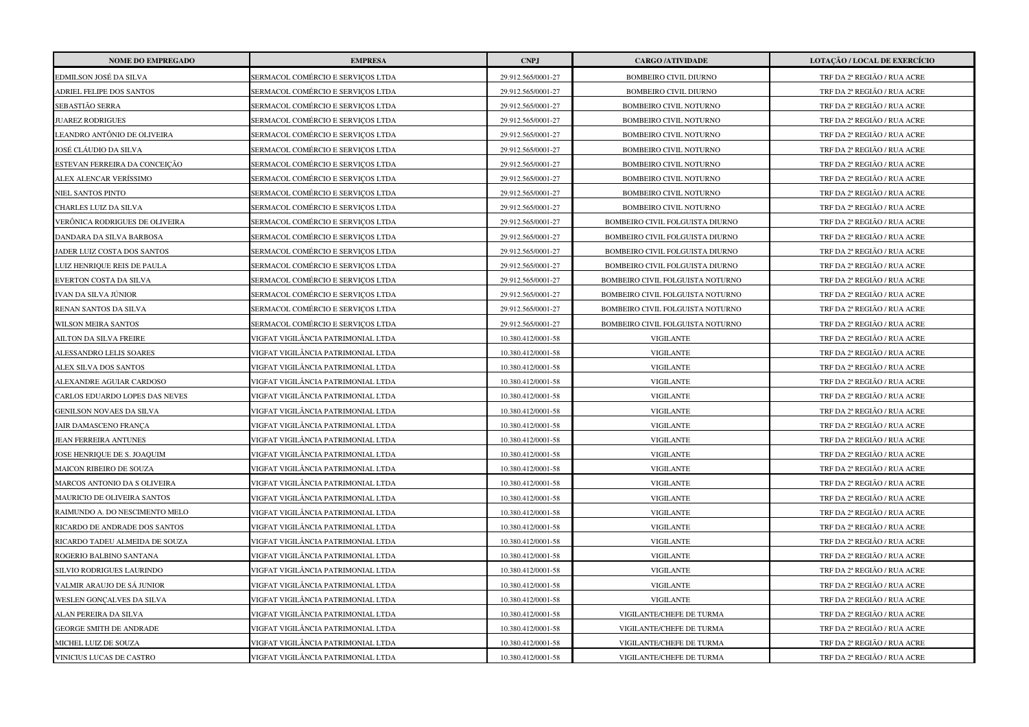| NOME DO EMPREGADO | EMPRESA | CNPJ | CARGO /ATIVIDADE | LOTAÇÃO / LOCAL DE EXERCÍCIO |
|---|---|---|---|---|
| EDMILSON JOSÉ DA SILVA | SERMACOL COMÉRCIO E SERVIÇOS LTDA | 29.912.565/0001-27 | BOMBEIRO CIVIL DIURNO | TRF DA 2ª REGIÃO / RUA ACRE |
| ADRIEL FELIPE DOS SANTOS | SERMACOL COMÉRCIO E SERVIÇOS LTDA | 29.912.565/0001-27 | BOMBEIRO CIVIL DIURNO | TRF DA 2ª REGIÃO / RUA ACRE |
| SEBASTIÃO SERRA | SERMACOL COMÉRCIO E SERVIÇOS LTDA | 29.912.565/0001-27 | BOMBEIRO CIVIL NOTURNO | TRF DA 2ª REGIÃO / RUA ACRE |
| JUAREZ RODRIGUES | SERMACOL COMÉRCIO E SERVIÇOS LTDA | 29.912.565/0001-27 | BOMBEIRO CIVIL NOTURNO | TRF DA 2ª REGIÃO / RUA ACRE |
| LEANDRO ANTÔNIO DE OLIVEIRA | SERMACOL COMÉRCIO E SERVIÇOS LTDA | 29.912.565/0001-27 | BOMBEIRO CIVIL NOTURNO | TRF DA 2ª REGIÃO / RUA ACRE |
| JOSÉ CLÁUDIO DA SILVA | SERMACOL COMÉRCIO E SERVIÇOS LTDA | 29.912.565/0001-27 | BOMBEIRO CIVIL NOTURNO | TRF DA 2ª REGIÃO / RUA ACRE |
| ESTEVAN FERREIRA DA CONCEIÇÃO | SERMACOL COMÉRCIO E SERVIÇOS LTDA | 29.912.565/0001-27 | BOMBEIRO CIVIL NOTURNO | TRF DA 2ª REGIÃO / RUA ACRE |
| ALEX ALENCAR VERÍSSIMO | SERMACOL COMÉRCIO E SERVIÇOS LTDA | 29.912.565/0001-27 | BOMBEIRO CIVIL NOTURNO | TRF DA 2ª REGIÃO / RUA ACRE |
| NIEL SANTOS PINTO | SERMACOL COMÉRCIO E SERVIÇOS LTDA | 29.912.565/0001-27 | BOMBEIRO CIVIL NOTURNO | TRF DA 2ª REGIÃO / RUA ACRE |
| CHARLES LUIZ DA SILVA | SERMACOL COMÉRCIO E SERVIÇOS LTDA | 29.912.565/0001-27 | BOMBEIRO CIVIL NOTURNO | TRF DA 2ª REGIÃO / RUA ACRE |
| VERÔNICA RODRIGUES DE OLIVEIRA | SERMACOL COMÉRCIO E SERVIÇOS LTDA | 29.912.565/0001-27 | BOMBEIRO CIVIL FOLGUISTA DIURNO | TRF DA 2ª REGIÃO / RUA ACRE |
| DANDARA DA SILVA BARBOSA | SERMACOL COMÉRCIO E SERVIÇOS LTDA | 29.912.565/0001-27 | BOMBEIRO CIVIL FOLGUISTA DIURNO | TRF DA 2ª REGIÃO / RUA ACRE |
| JADER LUIZ COSTA DOS SANTOS | SERMACOL COMÉRCIO E SERVIÇOS LTDA | 29.912.565/0001-27 | BOMBEIRO CIVIL FOLGUISTA DIURNO | TRF DA 2ª REGIÃO / RUA ACRE |
| LUIZ HENRIQUE REIS DE PAULA | SERMACOL COMÉRCIO E SERVIÇOS LTDA | 29.912.565/0001-27 | BOMBEIRO CIVIL FOLGUISTA DIURNO | TRF DA 2ª REGIÃO / RUA ACRE |
| EVERTON COSTA DA SILVA | SERMACOL COMÉRCIO E SERVIÇOS LTDA | 29.912.565/0001-27 | BOMBEIRO CIVIL FOLGUISTA NOTURNO | TRF DA 2ª REGIÃO / RUA ACRE |
| IVAN DA SILVA JÚNIOR | SERMACOL COMÉRCIO E SERVIÇOS LTDA | 29.912.565/0001-27 | BOMBEIRO CIVIL FOLGUISTA NOTURNO | TRF DA 2ª REGIÃO / RUA ACRE |
| RENAN SANTOS DA SILVA | SERMACOL COMÉRCIO E SERVIÇOS LTDA | 29.912.565/0001-27 | BOMBEIRO CIVIL FOLGUISTA NOTURNO | TRF DA 2ª REGIÃO / RUA ACRE |
| WILSON MEIRA SANTOS | SERMACOL COMÉRCIO E SERVIÇOS LTDA | 29.912.565/0001-27 | BOMBEIRO CIVIL FOLGUISTA NOTURNO | TRF DA 2ª REGIÃO / RUA ACRE |
| AILTON DA SILVA FREIRE | VIGFAT VIGILÂNCIA PATRIMONIAL LTDA | 10.380.412/0001-58 | VIGILANTE | TRF DA 2ª REGIÃO / RUA ACRE |
| ALESSANDRO LELIS SOARES | VIGFAT VIGILÂNCIA PATRIMONIAL LTDA | 10.380.412/0001-58 | VIGILANTE | TRF DA 2ª REGIÃO / RUA ACRE |
| ALEX SILVA DOS SANTOS | VIGFAT VIGILÂNCIA PATRIMONIAL LTDA | 10.380.412/0001-58 | VIGILANTE | TRF DA 2ª REGIÃO / RUA ACRE |
| ALEXANDRE AGUIAR CARDOSO | VIGFAT VIGILÂNCIA PATRIMONIAL LTDA | 10.380.412/0001-58 | VIGILANTE | TRF DA 2ª REGIÃO / RUA ACRE |
| CARLOS EDUARDO LOPES DAS NEVES | VIGFAT VIGILÂNCIA PATRIMONIAL LTDA | 10.380.412/0001-58 | VIGILANTE | TRF DA 2ª REGIÃO / RUA ACRE |
| GENILSON NOVAES DA SILVA | VIGFAT VIGILÂNCIA PATRIMONIAL LTDA | 10.380.412/0001-58 | VIGILANTE | TRF DA 2ª REGIÃO / RUA ACRE |
| JAIR DAMASCENO FRANÇA | VIGFAT VIGILÂNCIA PATRIMONIAL LTDA | 10.380.412/0001-58 | VIGILANTE | TRF DA 2ª REGIÃO / RUA ACRE |
| JEAN FERREIRA ANTUNES | VIGFAT VIGILÂNCIA PATRIMONIAL LTDA | 10.380.412/0001-58 | VIGILANTE | TRF DA 2ª REGIÃO / RUA ACRE |
| JOSE HENRIQUE DE S. JOAQUIM | VIGFAT VIGILÂNCIA PATRIMONIAL LTDA | 10.380.412/0001-58 | VIGILANTE | TRF DA 2ª REGIÃO / RUA ACRE |
| MAICON RIBEIRO DE SOUZA | VIGFAT VIGILÂNCIA PATRIMONIAL LTDA | 10.380.412/0001-58 | VIGILANTE | TRF DA 2ª REGIÃO / RUA ACRE |
| MARCOS ANTONIO DA S OLIVEIRA | VIGFAT VIGILÂNCIA PATRIMONIAL LTDA | 10.380.412/0001-58 | VIGILANTE | TRF DA 2ª REGIÃO / RUA ACRE |
| MAURICIO DE OLIVEIRA SANTOS | VIGFAT VIGILÂNCIA PATRIMONIAL LTDA | 10.380.412/0001-58 | VIGILANTE | TRF DA 2ª REGIÃO / RUA ACRE |
| RAIMUNDO A. DO NESCIMENTO MELO | VIGFAT VIGILÂNCIA PATRIMONIAL LTDA | 10.380.412/0001-58 | VIGILANTE | TRF DA 2ª REGIÃO / RUA ACRE |
| RICARDO DE ANDRADE DOS SANTOS | VIGFAT VIGILÂNCIA PATRIMONIAL LTDA | 10.380.412/0001-58 | VIGILANTE | TRF DA 2ª REGIÃO / RUA ACRE |
| RICARDO TADEU ALMEIDA DE SOUZA | VIGFAT VIGILÂNCIA PATRIMONIAL LTDA | 10.380.412/0001-58 | VIGILANTE | TRF DA 2ª REGIÃO / RUA ACRE |
| ROGERIO BALBINO SANTANA | VIGFAT VIGILÂNCIA PATRIMONIAL LTDA | 10.380.412/0001-58 | VIGILANTE | TRF DA 2ª REGIÃO / RUA ACRE |
| SILVIO RODRIGUES LAURINDO | VIGFAT VIGILÂNCIA PATRIMONIAL LTDA | 10.380.412/0001-58 | VIGILANTE | TRF DA 2ª REGIÃO / RUA ACRE |
| VALMIR ARAUJO DE SÁ JUNIOR | VIGFAT VIGILÂNCIA PATRIMONIAL LTDA | 10.380.412/0001-58 | VIGILANTE | TRF DA 2ª REGIÃO / RUA ACRE |
| WESLEN GONÇALVES DA SILVA | VIGFAT VIGILÂNCIA PATRIMONIAL LTDA | 10.380.412/0001-58 | VIGILANTE | TRF DA 2ª REGIÃO / RUA ACRE |
| ALAN PEREIRA DA SILVA | VIGFAT VIGILÂNCIA PATRIMONIAL LTDA | 10.380.412/0001-58 | VIGILANTE/CHEFE DE TURMA | TRF DA 2ª REGIÃO / RUA ACRE |
| GEORGE SMITH DE ANDRADE | VIGFAT VIGILÂNCIA PATRIMONIAL LTDA | 10.380.412/0001-58 | VIGILANTE/CHEFE DE TURMA | TRF DA 2ª REGIÃO / RUA ACRE |
| MICHEL LUIZ DE SOUZA | VIGFAT VIGILÂNCIA PATRIMONIAL LTDA | 10.380.412/0001-58 | VIGILANTE/CHEFE DE TURMA | TRF DA 2ª REGIÃO / RUA ACRE |
| VINICIUS LUCAS DE CASTRO | VIGFAT VIGILÂNCIA PATRIMONIAL LTDA | 10.380.412/0001-58 | VIGILANTE/CHEFE DE TURMA | TRF DA 2ª REGIÃO / RUA ACRE |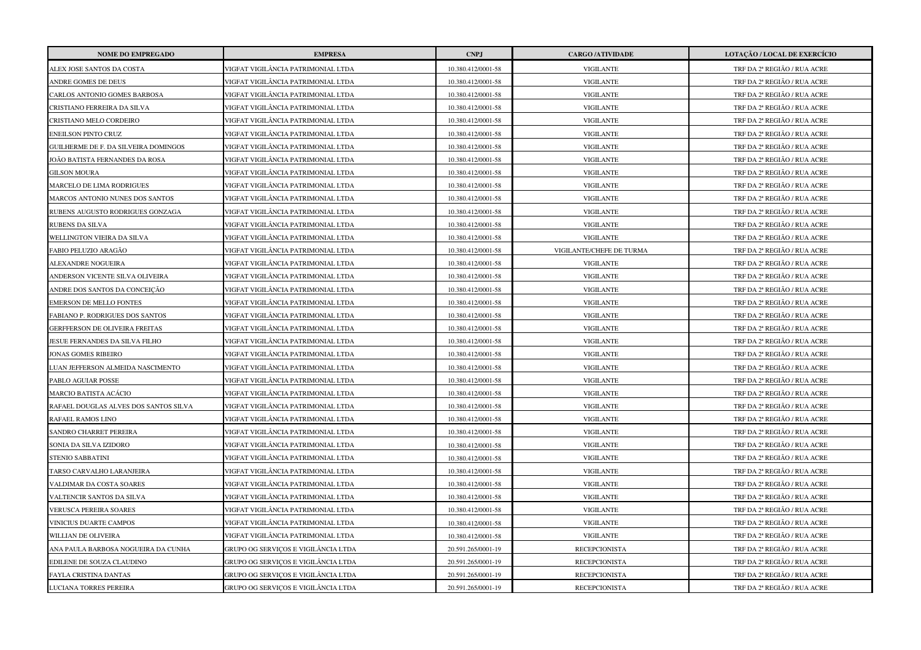| NOME DO EMPREGADO | EMPRESA | CNPJ | CARGO /ATIVIDADE | LOTAÇÃO / LOCAL DE EXERCÍCIO |
|---|---|---|---|---|
| ALEX JOSE SANTOS DA COSTA | VIGFAT VIGILÂNCIA PATRIMONIAL LTDA | 10.380.412/0001-58 | VIGILANTE | TRF DA 2ª REGIÃO / RUA ACRE |
| ANDRE GOMES DE DEUS | VIGFAT VIGILÂNCIA PATRIMONIAL LTDA | 10.380.412/0001-58 | VIGILANTE | TRF DA 2ª REGIÃO / RUA ACRE |
| CARLOS ANTONIO GOMES BARBOSA | VIGFAT VIGILÂNCIA PATRIMONIAL LTDA | 10.380.412/0001-58 | VIGILANTE | TRF DA 2ª REGIÃO / RUA ACRE |
| CRISTIANO FERREIRA DA SILVA | VIGFAT VIGILÂNCIA PATRIMONIAL LTDA | 10.380.412/0001-58 | VIGILANTE | TRF DA 2ª REGIÃO / RUA ACRE |
| CRISTIANO MELO CORDEIRO | VIGFAT VIGILÂNCIA PATRIMONIAL LTDA | 10.380.412/0001-58 | VIGILANTE | TRF DA 2ª REGIÃO / RUA ACRE |
| ENEILSON PINTO CRUZ | VIGFAT VIGILÂNCIA PATRIMONIAL LTDA | 10.380.412/0001-58 | VIGILANTE | TRF DA 2ª REGIÃO / RUA ACRE |
| GUILHERME DE F. DA SILVEIRA DOMINGOS | VIGFAT VIGILÂNCIA PATRIMONIAL LTDA | 10.380.412/0001-58 | VIGILANTE | TRF DA 2ª REGIÃO / RUA ACRE |
| JOÃO BATISTA FERNANDES DA ROSA | VIGFAT VIGILÂNCIA PATRIMONIAL LTDA | 10.380.412/0001-58 | VIGILANTE | TRF DA 2ª REGIÃO / RUA ACRE |
| GILSON MOURA | VIGFAT VIGILÂNCIA PATRIMONIAL LTDA | 10.380.412/0001-58 | VIGILANTE | TRF DA 2ª REGIÃO / RUA ACRE |
| MARCELO DE LIMA RODRIGUES | VIGFAT VIGILÂNCIA PATRIMONIAL LTDA | 10.380.412/0001-58 | VIGILANTE | TRF DA 2ª REGIÃO / RUA ACRE |
| MARCOS ANTONIO NUNES DOS SANTOS | VIGFAT VIGILÂNCIA PATRIMONIAL LTDA | 10.380.412/0001-58 | VIGILANTE | TRF DA 2ª REGIÃO / RUA ACRE |
| RUBENS AUGUSTO RODRIGUES GONZAGA | VIGFAT VIGILÂNCIA PATRIMONIAL LTDA | 10.380.412/0001-58 | VIGILANTE | TRF DA 2ª REGIÃO / RUA ACRE |
| RUBENS DA SILVA | VIGFAT VIGILÂNCIA PATRIMONIAL LTDA | 10.380.412/0001-58 | VIGILANTE | TRF DA 2ª REGIÃO / RUA ACRE |
| WELLINGTON VIEIRA DA SILVA | VIGFAT VIGILÂNCIA PATRIMONIAL LTDA | 10.380.412/0001-58 | VIGILANTE | TRF DA 2ª REGIÃO / RUA ACRE |
| FABIO PELUZIO ARAGÃO | VIGFAT VIGILÂNCIA PATRIMONIAL LTDA | 10.380.412/0001-58 | VIGILANTE/CHEFE DE TURMA | TRF DA 2ª REGIÃO / RUA ACRE |
| ALEXANDRE NOGUEIRA | VIGFAT VIGILÂNCIA PATRIMONIAL LTDA | 10.380.412/0001-58 | VIGILANTE | TRF DA 2ª REGIÃO / RUA ACRE |
| ANDERSON VICENTE SILVA OLIVEIRA | VIGFAT VIGILÂNCIA PATRIMONIAL LTDA | 10.380.412/0001-58 | VIGILANTE | TRF DA 2ª REGIÃO / RUA ACRE |
| ANDRE DOS SANTOS DA CONCEIÇÃO | VIGFAT VIGILÂNCIA PATRIMONIAL LTDA | 10.380.412/0001-58 | VIGILANTE | TRF DA 2ª REGIÃO / RUA ACRE |
| EMERSON DE MELLO FONTES | VIGFAT VIGILÂNCIA PATRIMONIAL LTDA | 10.380.412/0001-58 | VIGILANTE | TRF DA 2ª REGIÃO / RUA ACRE |
| FABIANO P. RODRIGUES DOS SANTOS | VIGFAT VIGILÂNCIA PATRIMONIAL LTDA | 10.380.412/0001-58 | VIGILANTE | TRF DA 2ª REGIÃO / RUA ACRE |
| GERFFERSON DE OLIVEIRA FREITAS | VIGFAT VIGILÂNCIA PATRIMONIAL LTDA | 10.380.412/0001-58 | VIGILANTE | TRF DA 2ª REGIÃO / RUA ACRE |
| JESUE FERNANDES DA SILVA FILHO | VIGFAT VIGILÂNCIA PATRIMONIAL LTDA | 10.380.412/0001-58 | VIGILANTE | TRF DA 2ª REGIÃO / RUA ACRE |
| JONAS GOMES RIBEIRO | VIGFAT VIGILÂNCIA PATRIMONIAL LTDA | 10.380.412/0001-58 | VIGILANTE | TRF DA 2ª REGIÃO / RUA ACRE |
| LUAN JEFFERSON ALMEIDA NASCIMENTO | VIGFAT VIGILÂNCIA PATRIMONIAL LTDA | 10.380.412/0001-58 | VIGILANTE | TRF DA 2ª REGIÃO / RUA ACRE |
| PABLO AGUIAR POSSE | VIGFAT VIGILÂNCIA PATRIMONIAL LTDA | 10.380.412/0001-58 | VIGILANTE | TRF DA 2ª REGIÃO / RUA ACRE |
| MARCIO BATISTA ACÁCIO | VIGFAT VIGILÂNCIA PATRIMONIAL LTDA | 10.380.412/0001-58 | VIGILANTE | TRF DA 2ª REGIÃO / RUA ACRE |
| RAFAEL DOUGLAS ALVES DOS SANTOS SILVA | VIGFAT VIGILÂNCIA PATRIMONIAL LTDA | 10.380.412/0001-58 | VIGILANTE | TRF DA 2ª REGIÃO / RUA ACRE |
| RAFAEL RAMOS LINO | VIGFAT VIGILÂNCIA PATRIMONIAL LTDA | 10.380.412/0001-58 | VIGILANTE | TRF DA 2ª REGIÃO / RUA ACRE |
| SANDRO CHARRET PEREIRA | VIGFAT VIGILÂNCIA PATRIMONIAL LTDA | 10.380.412/0001-58 | VIGILANTE | TRF DA 2ª REGIÃO / RUA ACRE |
| SONIA DA SILVA IZIDORO | VIGFAT VIGILÂNCIA PATRIMONIAL LTDA | 10.380.412/0001-58 | VIGILANTE | TRF DA 2ª REGIÃO / RUA ACRE |
| STENIO SABBATINI | VIGFAT VIGILÂNCIA PATRIMONIAL LTDA | 10.380.412/0001-58 | VIGILANTE | TRF DA 2ª REGIÃO / RUA ACRE |
| TARSO CARVALHO LARANJEIRA | VIGFAT VIGILÂNCIA PATRIMONIAL LTDA | 10.380.412/0001-58 | VIGILANTE | TRF DA 2ª REGIÃO / RUA ACRE |
| VALDIMAR DA COSTA SOARES | VIGFAT VIGILÂNCIA PATRIMONIAL LTDA | 10.380.412/0001-58 | VIGILANTE | TRF DA 2ª REGIÃO / RUA ACRE |
| VALTENCIR SANTOS DA SILVA | VIGFAT VIGILÂNCIA PATRIMONIAL LTDA | 10.380.412/0001-58 | VIGILANTE | TRF DA 2ª REGIÃO / RUA ACRE |
| VERUSCA PEREIRA SOARES | VIGFAT VIGILÂNCIA PATRIMONIAL LTDA | 10.380.412/0001-58 | VIGILANTE | TRF DA 2ª REGIÃO / RUA ACRE |
| VINICIUS DUARTE CAMPOS | VIGFAT VIGILÂNCIA PATRIMONIAL LTDA | 10.380.412/0001-58 | VIGILANTE | TRF DA 2ª REGIÃO / RUA ACRE |
| WILLIAN DE OLIVEIRA | VIGFAT VIGILÂNCIA PATRIMONIAL LTDA | 10.380.412/0001-58 | VIGILANTE | TRF DA 2ª REGIÃO / RUA ACRE |
| ANA PAULA BARBOSA NOGUEIRA DA CUNHA | GRUPO OG SERVIÇOS E VIGILÂNCIA LTDA | 20.591.265/0001-19 | RECEPCIONISTA | TRF DA 2ª REGIÃO / RUA ACRE |
| EDILENE DE SOUZA CLAUDINO | GRUPO OG SERVIÇOS E VIGILÂNCIA LTDA | 20.591.265/0001-19 | RECEPCIONISTA | TRF DA 2ª REGIÃO / RUA ACRE |
| FAYLA CRISTINA DANTAS | GRUPO OG SERVIÇOS E VIGILÂNCIA LTDA | 20.591.265/0001-19 | RECEPCIONISTA | TRF DA 2ª REGIÃO / RUA ACRE |
| LUCIANA TORRES PEREIRA | GRUPO OG SERVIÇOS E VIGILÂNCIA LTDA | 20.591.265/0001-19 | RECEPCIONISTA | TRF DA 2ª REGIÃO / RUA ACRE |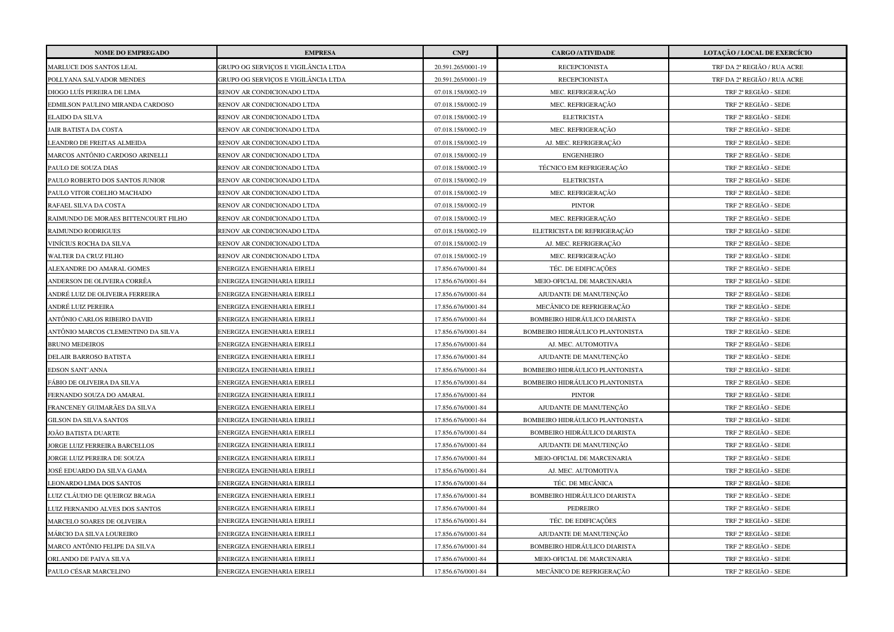| NOME DO EMPREGADO | EMPRESA | CNPJ | CARGO /ATIVIDADE | LOTAÇÃO / LOCAL DE EXERCÍCIO |
| --- | --- | --- | --- | --- |
| MARLUCE DOS SANTOS LEAL | GRUPO OG SERVIÇOS E VIGILÂNCIA LTDA | 20.591.265/0001-19 | RECEPCIONISTA | TRF DA 2ª REGIÃO / RUA ACRE |
| POLLYANA SALVADOR MENDES | GRUPO OG SERVIÇOS E VIGILÂNCIA LTDA | 20.591.265/0001-19 | RECEPCIONISTA | TRF DA 2ª REGIÃO / RUA ACRE |
| DIOGO LUÍS PEREIRA DE LIMA | RENOV AR CONDICIONADO LTDA | 07.018.158/0002-19 | MEC. REFRIGERAÇÃO | TRF 2ª REGIÃO - SEDE |
| EDMILSON PAULINO MIRANDA CARDOSO | RENOV AR CONDICIONADO LTDA | 07.018.158/0002-19 | MEC. REFRIGERAÇÃO | TRF 2ª REGIÃO - SEDE |
| ELAIDO DA SILVA | RENOV AR CONDICIONADO LTDA | 07.018.158/0002-19 | ELETRICISTA | TRF 2ª REGIÃO - SEDE |
| JAIR BATISTA DA COSTA | RENOV AR CONDICIONADO LTDA | 07.018.158/0002-19 | MEC. REFRIGERAÇÃO | TRF 2ª REGIÃO - SEDE |
| LEANDRO DE FREITAS ALMEIDA | RENOV AR CONDICIONADO LTDA | 07.018.158/0002-19 | AJ. MEC. REFRIGERAÇÃO | TRF 2ª REGIÃO - SEDE |
| MARCOS ANTÔNIO CARDOSO ARINELLI | RENOV AR CONDICIONADO LTDA | 07.018.158/0002-19 | ENGENHEIRO | TRF 2ª REGIÃO - SEDE |
| PAULO DE SOUZA DIAS | RENOV AR CONDICIONADO LTDA | 07.018.158/0002-19 | TÉCNICO EM REFRIGERAÇÃO | TRF 2ª REGIÃO - SEDE |
| PAULO ROBERTO DOS SANTOS JUNIOR | RENOV AR CONDICIONADO LTDA | 07.018.158/0002-19 | ELETRICISTA | TRF 2ª REGIÃO - SEDE |
| PAULO VITOR COELHO MACHADO | RENOV AR CONDICIONADO LTDA | 07.018.158/0002-19 | MEC. REFRIGERAÇÃO | TRF 2ª REGIÃO - SEDE |
| RAFAEL SILVA DA COSTA | RENOV AR CONDICIONADO LTDA | 07.018.158/0002-19 | PINTOR | TRF 2ª REGIÃO - SEDE |
| RAIMUNDO DE MORAES BITTENCOURT FILHO | RENOV AR CONDICIONADO LTDA | 07.018.158/0002-19 | MEC. REFRIGERAÇÃO | TRF 2ª REGIÃO - SEDE |
| RAIMUNDO RODRIGUES | RENOV AR CONDICIONADO LTDA | 07.018.158/0002-19 | ELETRICISTA DE REFRIGERAÇÃO | TRF 2ª REGIÃO - SEDE |
| VINÍCIUS ROCHA DA SILVA | RENOV AR CONDICIONADO LTDA | 07.018.158/0002-19 | AJ. MEC. REFRIGERAÇÃO | TRF 2ª REGIÃO - SEDE |
| WALTER DA CRUZ FILHO | RENOV AR CONDICIONADO LTDA | 07.018.158/0002-19 | MEC. REFRIGERAÇÃO | TRF 2ª REGIÃO - SEDE |
| ALEXANDRE DO AMARAL GOMES | ENERGIZA ENGENHARIA EIRELI | 17.856.676/0001-84 | TÉC. DE EDIFICAÇÕES | TRF 2ª REGIÃO - SEDE |
| ANDERSON DE OLIVEIRA CORRÊA | ENERGIZA ENGENHARIA EIRELI | 17.856.676/0001-84 | MEIO-OFICIAL DE MARCENARIA | TRF 2ª REGIÃO - SEDE |
| ANDRÉ LUIZ DE OLIVEIRA FERREIRA | ENERGIZA ENGENHARIA EIRELI | 17.856.676/0001-84 | AJUDANTE DE MANUTENÇÃO | TRF 2ª REGIÃO - SEDE |
| ANDRÉ LUIZ PEREIRA | ENERGIZA ENGENHARIA EIRELI | 17.856.676/0001-84 | MECÂNICO DE REFRIGERAÇÃO | TRF 2ª REGIÃO - SEDE |
| ANTÔNIO CARLOS RIBEIRO DAVID | ENERGIZA ENGENHARIA EIRELI | 17.856.676/0001-84 | BOMBEIRO HIDRÁULICO DIARISTA | TRF 2ª REGIÃO - SEDE |
| ANTÔNIO MARCOS CLEMENTINO DA SILVA | ENERGIZA ENGENHARIA EIRELI | 17.856.676/0001-84 | BOMBEIRO HIDRÁULICO PLANTONISTA | TRF 2ª REGIÃO - SEDE |
| BRUNO MEDEIROS | ENERGIZA ENGENHARIA EIRELI | 17.856.676/0001-84 | AJ. MEC. AUTOMOTIVA | TRF 2ª REGIÃO - SEDE |
| DELAIR BARROSO BATISTA | ENERGIZA ENGENHARIA EIRELI | 17.856.676/0001-84 | AJUDANTE DE MANUTENÇÃO | TRF 2ª REGIÃO - SEDE |
| EDSON SANT'ANNA | ENERGIZA ENGENHARIA EIRELI | 17.856.676/0001-84 | BOMBEIRO HIDRÁULICO PLANTONISTA | TRF 2ª REGIÃO - SEDE |
| FÁBIO DE OLIVEIRA DA SILVA | ENERGIZA ENGENHARIA EIRELI | 17.856.676/0001-84 | BOMBEIRO HIDRÁULICO PLANTONISTA | TRF 2ª REGIÃO - SEDE |
| FERNANDO SOUZA DO AMARAL | ENERGIZA ENGENHARIA EIRELI | 17.856.676/0001-84 | PINTOR | TRF 2ª REGIÃO - SEDE |
| FRANCENEY GUIMARÃES DA SILVA | ENERGIZA ENGENHARIA EIRELI | 17.856.676/0001-84 | AJUDANTE DE MANUTENÇÃO | TRF 2ª REGIÃO - SEDE |
| GILSON DA SILVA SANTOS | ENERGIZA ENGENHARIA EIRELI | 17.856.676/0001-84 | BOMBEIRO HIDRÁULICO PLANTONISTA | TRF 2ª REGIÃO - SEDE |
| JOÃO BATISTA DUARTE | ENERGIZA ENGENHARIA EIRELI | 17.856.676/0001-84 | BOMBEIRO HIDRÁULICO DIARISTA | TRF 2ª REGIÃO - SEDE |
| JORGE LUIZ FERREIRA BARCELLOS | ENERGIZA ENGENHARIA EIRELI | 17.856.676/0001-84 | AJUDANTE DE MANUTENÇÃO | TRF 2ª REGIÃO - SEDE |
| JORGE LUIZ PEREIRA DE SOUZA | ENERGIZA ENGENHARIA EIRELI | 17.856.676/0001-84 | MEIO-OFICIAL DE MARCENARIA | TRF 2ª REGIÃO - SEDE |
| JOSÉ EDUARDO DA SILVA GAMA | ENERGIZA ENGENHARIA EIRELI | 17.856.676/0001-84 | AJ. MEC. AUTOMOTIVA | TRF 2ª REGIÃO - SEDE |
| LEONARDO LIMA DOS SANTOS | ENERGIZA ENGENHARIA EIRELI | 17.856.676/0001-84 | TÉC. DE MECÂNICA | TRF 2ª REGIÃO - SEDE |
| LUIZ CLÁUDIO DE QUEIROZ BRAGA | ENERGIZA ENGENHARIA EIRELI | 17.856.676/0001-84 | BOMBEIRO HIDRÁULICO DIARISTA | TRF 2ª REGIÃO - SEDE |
| LUIZ FERNANDO ALVES DOS SANTOS | ENERGIZA ENGENHARIA EIRELI | 17.856.676/0001-84 | PEDREIRO | TRF 2ª REGIÃO - SEDE |
| MARCELO SOARES DE OLIVEIRA | ENERGIZA ENGENHARIA EIRELI | 17.856.676/0001-84 | TÉC. DE EDIFICAÇÕES | TRF 2ª REGIÃO - SEDE |
| MÁRCIO DA SILVA LOUREIRO | ENERGIZA ENGENHARIA EIRELI | 17.856.676/0001-84 | AJUDANTE DE MANUTENÇÃO | TRF 2ª REGIÃO - SEDE |
| MARCO ANTÔNIO FELIPE DA SILVA | ENERGIZA ENGENHARIA EIRELI | 17.856.676/0001-84 | BOMBEIRO HIDRÁULICO DIARISTA | TRF 2ª REGIÃO - SEDE |
| ORLANDO DE PAIVA SILVA | ENERGIZA ENGENHARIA EIRELI | 17.856.676/0001-84 | MEIO-OFICIAL DE MARCENARIA | TRF 2ª REGIÃO - SEDE |
| PAULO CÉSAR MARCELINO | ENERGIZA ENGENHARIA EIRELI | 17.856.676/0001-84 | MECÂNICO DE REFRIGERAÇÃO | TRF 2ª REGIÃO - SEDE |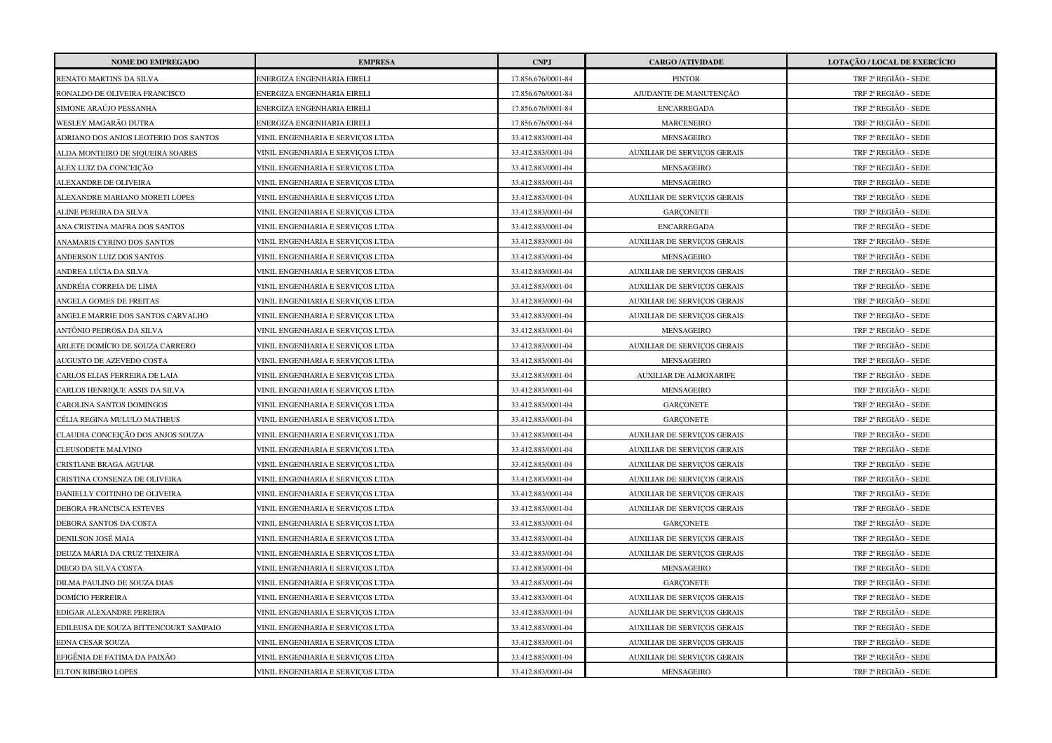| NOME DO EMPREGADO | EMPRESA | CNPJ | CARGO /ATIVIDADE | LOTAÇÃO / LOCAL DE EXERCÍCIO |
|---|---|---|---|---|
| RENATO MARTINS DA SILVA | ENERGIZA ENGENHARIA EIRELI | 17.856.676/0001-84 | PINTOR | TRF 2ª REGIÃO - SEDE |
| RONALDO DE OLIVEIRA FRANCISCO | ENERGIZA ENGENHARIA EIRELI | 17.856.676/0001-84 | AJUDANTE DE MANUTENÇÃO | TRF 2ª REGIÃO - SEDE |
| SIMONE ARAÚJO PESSANHA | ENERGIZA ENGENHARIA EIRELI | 17.856.676/0001-84 | ENCARREGADA | TRF 2ª REGIÃO - SEDE |
| WESLEY MAGARÃO DUTRA | ENERGIZA ENGENHARIA EIRELI | 17.856.676/0001-84 | MARCENEIRO | TRF 2ª REGIÃO - SEDE |
| ADRIANO DOS ANJOS LEOTERIO DOS SANTOS | VINIL ENGENHARIA E SERVIÇOS LTDA | 33.412.883/0001-04 | MENSAGEIRO | TRF 2ª REGIÃO - SEDE |
| ALDA MONTEIRO DE SIQUEIRA SOARES | VINIL ENGENHARIA E SERVIÇOS LTDA | 33.412.883/0001-04 | AUXILIAR DE SERVIÇOS GERAIS | TRF 2ª REGIÃO - SEDE |
| ALEX LUIZ DA CONCEIÇÃO | VINIL ENGENHARIA E SERVIÇOS LTDA | 33.412.883/0001-04 | MENSAGEIRO | TRF 2ª REGIÃO - SEDE |
| ALEXANDRE DE OLIVEIRA | VINIL ENGENHARIA E SERVIÇOS LTDA | 33.412.883/0001-04 | MENSAGEIRO | TRF 2ª REGIÃO - SEDE |
| ALEXANDRE MARIANO MORETI LOPES | VINIL ENGENHARIA E SERVIÇOS LTDA | 33.412.883/0001-04 | AUXILIAR DE SERVIÇOS GERAIS | TRF 2ª REGIÃO - SEDE |
| ALINE PEREIRA DA SILVA | VINIL ENGENHARIA E SERVIÇOS LTDA | 33.412.883/0001-04 | GARÇONETE | TRF 2ª REGIÃO - SEDE |
| ANA CRISTINA MAFRA DOS SANTOS | VINIL ENGENHARIA E SERVIÇOS LTDA | 33.412.883/0001-04 | ENCARREGADA | TRF 2ª REGIÃO - SEDE |
| ANAMARIS CYRINO DOS SANTOS | VINIL ENGENHARIA E SERVIÇOS LTDA | 33.412.883/0001-04 | AUXILIAR DE SERVIÇOS GERAIS | TRF 2ª REGIÃO - SEDE |
| ANDERSON LUIZ DOS SANTOS | VINIL ENGENHARIA E SERVIÇOS LTDA | 33.412.883/0001-04 | MENSAGEIRO | TRF 2ª REGIÃO - SEDE |
| ANDREA LÚCIA DA SILVA | VINIL ENGENHARIA E SERVIÇOS LTDA | 33.412.883/0001-04 | AUXILIAR DE SERVIÇOS GERAIS | TRF 2ª REGIÃO - SEDE |
| ANDRÉIA CORREIA DE LIMA | VINIL ENGENHARIA E SERVIÇOS LTDA | 33.412.883/0001-04 | AUXILIAR DE SERVIÇOS GERAIS | TRF 2ª REGIÃO - SEDE |
| ANGELA GOMES DE FREITAS | VINIL ENGENHARIA E SERVIÇOS LTDA | 33.412.883/0001-04 | AUXILIAR DE SERVIÇOS GERAIS | TRF 2ª REGIÃO - SEDE |
| ANGELE MARRIE DOS SANTOS CARVALHO | VINIL ENGENHARIA E SERVIÇOS LTDA | 33.412.883/0001-04 | AUXILIAR DE SERVIÇOS GERAIS | TRF 2ª REGIÃO - SEDE |
| ANTÔNIO PEDROSA DA SILVA | VINIL ENGENHARIA E SERVIÇOS LTDA | 33.412.883/0001-04 | MENSAGEIRO | TRF 2ª REGIÃO - SEDE |
| ARLETE DOMÍCIO DE SOUZA CARRERO | VINIL ENGENHARIA E SERVIÇOS LTDA | 33.412.883/0001-04 | AUXILIAR DE SERVIÇOS GERAIS | TRF 2ª REGIÃO - SEDE |
| AUGUSTO DE AZEVEDO COSTA | VINIL ENGENHARIA E SERVIÇOS LTDA | 33.412.883/0001-04 | MENSAGEIRO | TRF 2ª REGIÃO - SEDE |
| CARLOS ELIAS FERREIRA DE LAIA | VINIL ENGENHARIA E SERVIÇOS LTDA | 33.412.883/0001-04 | AUXILIAR DE ALMOXARIFE | TRF 2ª REGIÃO - SEDE |
| CARLOS HENRIQUE ASSIS DA SILVA | VINIL ENGENHARIA E SERVIÇOS LTDA | 33.412.883/0001-04 | MENSAGEIRO | TRF 2ª REGIÃO - SEDE |
| CAROLINA SANTOS DOMINGOS | VINIL ENGENHARIA E SERVIÇOS LTDA | 33.412.883/0001-04 | GARÇONETE | TRF 2ª REGIÃO - SEDE |
| CÉLIA REGINA MULULO MATHEUS | VINIL ENGENHARIA E SERVIÇOS LTDA | 33.412.883/0001-04 | GARÇONETE | TRF 2ª REGIÃO - SEDE |
| CLAUDIA CONCEIÇÃO DOS ANJOS SOUZA | VINIL ENGENHARIA E SERVIÇOS LTDA | 33.412.883/0001-04 | AUXILIAR DE SERVIÇOS GERAIS | TRF 2ª REGIÃO - SEDE |
| CLEUSODETE MALVINO | VINIL ENGENHARIA E SERVIÇOS LTDA | 33.412.883/0001-04 | AUXILIAR DE SERVIÇOS GERAIS | TRF 2ª REGIÃO - SEDE |
| CRISTIANE BRAGA AGUIAR | VINIL ENGENHARIA E SERVIÇOS LTDA | 33.412.883/0001-04 | AUXILIAR DE SERVIÇOS GERAIS | TRF 2ª REGIÃO - SEDE |
| CRISTINA CONSENZA DE OLIVEIRA | VINIL ENGENHARIA E SERVIÇOS LTDA | 33.412.883/0001-04 | AUXILIAR DE SERVIÇOS GERAIS | TRF 2ª REGIÃO - SEDE |
| DANIELLY COITINHO DE OLIVEIRA | VINIL ENGENHARIA E SERVIÇOS LTDA | 33.412.883/0001-04 | AUXILIAR DE SERVIÇOS GERAIS | TRF 2ª REGIÃO - SEDE |
| DEBORA FRANCISCA ESTEVES | VINIL ENGENHARIA E SERVIÇOS LTDA | 33.412.883/0001-04 | AUXILIAR DE SERVIÇOS GERAIS | TRF 2ª REGIÃO - SEDE |
| DEBORA SANTOS DA COSTA | VINIL ENGENHARIA E SERVIÇOS LTDA | 33.412.883/0001-04 | GARÇONETE | TRF 2ª REGIÃO - SEDE |
| DENILSON JOSÉ MAIA | VINIL ENGENHARIA E SERVIÇOS LTDA | 33.412.883/0001-04 | AUXILIAR DE SERVIÇOS GERAIS | TRF 2ª REGIÃO - SEDE |
| DEUZA MARIA DA CRUZ TEIXEIRA | VINIL ENGENHARIA E SERVIÇOS LTDA | 33.412.883/0001-04 | AUXILIAR DE SERVIÇOS GERAIS | TRF 2ª REGIÃO - SEDE |
| DIEGO DA SILVA COSTA | VINIL ENGENHARIA E SERVIÇOS LTDA | 33.412.883/0001-04 | MENSAGEIRO | TRF 2ª REGIÃO - SEDE |
| DILMA PAULINO DE SOUZA DIAS | VINIL ENGENHARIA E SERVIÇOS LTDA | 33.412.883/0001-04 | GARÇONETE | TRF 2ª REGIÃO - SEDE |
| DOMÍCIO FERREIRA | VINIL ENGENHARIA E SERVIÇOS LTDA | 33.412.883/0001-04 | AUXILIAR DE SERVIÇOS GERAIS | TRF 2ª REGIÃO - SEDE |
| EDIGAR ALEXANDRE PEREIRA | VINIL ENGENHARIA E SERVIÇOS LTDA | 33.412.883/0001-04 | AUXILIAR DE SERVIÇOS GERAIS | TRF 2ª REGIÃO - SEDE |
| EDILEUSA DE SOUZA BITTENCOURT SAMPAIO | VINIL ENGENHARIA E SERVIÇOS LTDA | 33.412.883/0001-04 | AUXILIAR DE SERVIÇOS GERAIS | TRF 2ª REGIÃO - SEDE |
| EDNA CESAR SOUZA | VINIL ENGENHARIA E SERVIÇOS LTDA | 33.412.883/0001-04 | AUXILIAR DE SERVIÇOS GERAIS | TRF 2ª REGIÃO - SEDE |
| EFIGÊNIA DE FATIMA DA PAIXÃO | VINIL ENGENHARIA E SERVIÇOS LTDA | 33.412.883/0001-04 | AUXILIAR DE SERVIÇOS GERAIS | TRF 2ª REGIÃO - SEDE |
| ELTON RIBEIRO LOPES | VINIL ENGENHARIA E SERVIÇOS LTDA | 33.412.883/0001-04 | MENSAGEIRO | TRF 2ª REGIÃO - SEDE |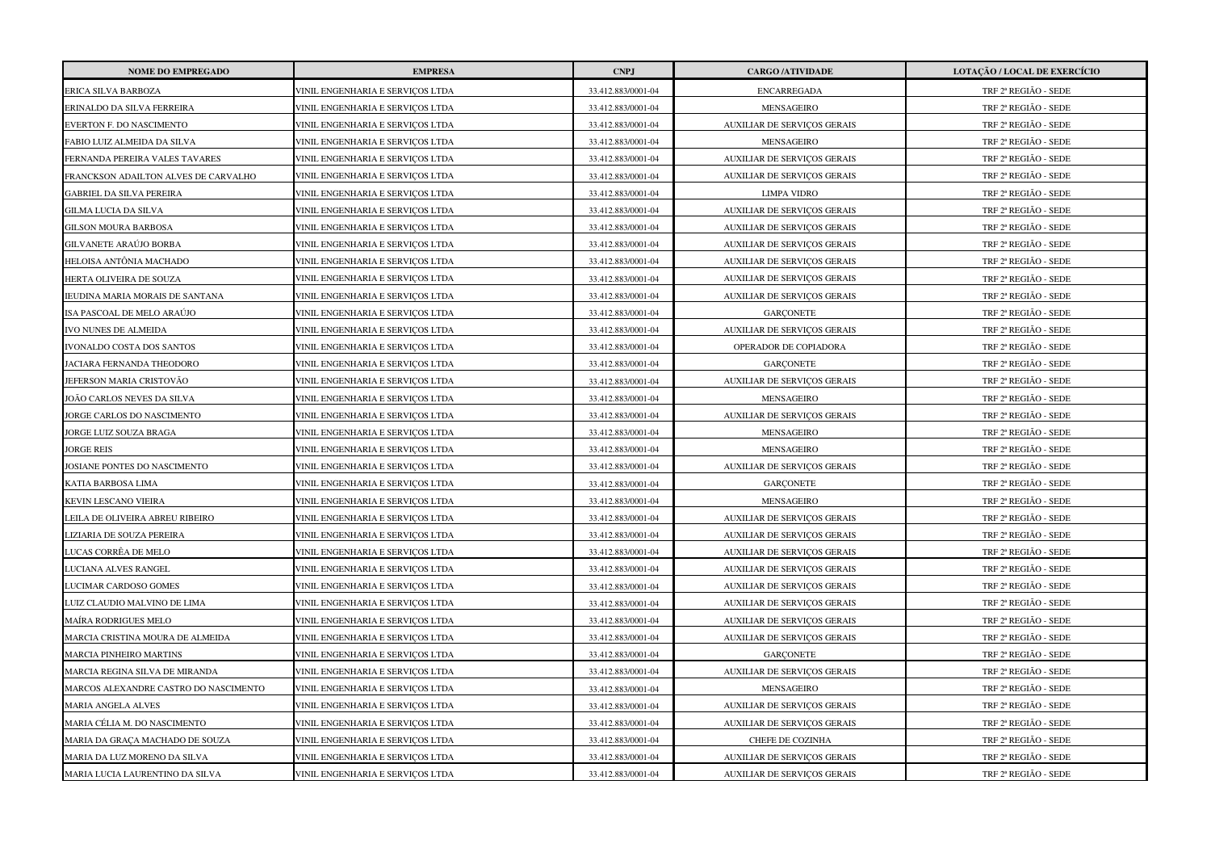| NOME DO EMPREGADO | EMPRESA | CNPJ | CARGO /ATIVIDADE | LOTAÇÃO / LOCAL DE EXERCÍCIO |
|---|---|---|---|---|
| ERICA SILVA BARBOZA | VINIL ENGENHARIA E SERVIÇOS LTDA | 33.412.883/0001-04 | ENCARREGADA | TRF 2ª REGIÃO - SEDE |
| ERINALDO DA SILVA FERREIRA | VINIL ENGENHARIA E SERVIÇOS LTDA | 33.412.883/0001-04 | MENSAGEIRO | TRF 2ª REGIÃO - SEDE |
| EVERTON F. DO NASCIMENTO | VINIL ENGENHARIA E SERVIÇOS LTDA | 33.412.883/0001-04 | AUXILIAR DE SERVIÇOS GERAIS | TRF 2ª REGIÃO - SEDE |
| FABIO LUIZ ALMEIDA DA SILVA | VINIL ENGENHARIA E SERVIÇOS LTDA | 33.412.883/0001-04 | MENSAGEIRO | TRF 2ª REGIÃO - SEDE |
| FERNANDA PEREIRA VALES TAVARES | VINIL ENGENHARIA E SERVIÇOS LTDA | 33.412.883/0001-04 | AUXILIAR DE SERVIÇOS GERAIS | TRF 2ª REGIÃO - SEDE |
| FRANCKSON ADAILTON ALVES DE CARVALHO | VINIL ENGENHARIA E SERVIÇOS LTDA | 33.412.883/0001-04 | AUXILIAR DE SERVIÇOS GERAIS | TRF 2ª REGIÃO - SEDE |
| GABRIEL DA SILVA PEREIRA | VINIL ENGENHARIA E SERVIÇOS LTDA | 33.412.883/0001-04 | LIMPA VIDRO | TRF 2ª REGIÃO - SEDE |
| GILMA LUCIA DA SILVA | VINIL ENGENHARIA E SERVIÇOS LTDA | 33.412.883/0001-04 | AUXILIAR DE SERVIÇOS GERAIS | TRF 2ª REGIÃO - SEDE |
| GILSON MOURA BARBOSA | VINIL ENGENHARIA E SERVIÇOS LTDA | 33.412.883/0001-04 | AUXILIAR DE SERVIÇOS GERAIS | TRF 2ª REGIÃO - SEDE |
| GILVANETE ARAÚJO BORBA | VINIL ENGENHARIA E SERVIÇOS LTDA | 33.412.883/0001-04 | AUXILIAR DE SERVIÇOS GERAIS | TRF 2ª REGIÃO - SEDE |
| HELOISA ANTÔNIA MACHADO | VINIL ENGENHARIA E SERVIÇOS LTDA | 33.412.883/0001-04 | AUXILIAR DE SERVIÇOS GERAIS | TRF 2ª REGIÃO - SEDE |
| HERTA OLIVEIRA DE SOUZA | VINIL ENGENHARIA E SERVIÇOS LTDA | 33.412.883/0001-04 | AUXILIAR DE SERVIÇOS GERAIS | TRF 2ª REGIÃO - SEDE |
| IEUDINA MARIA MORAIS DE SANTANA | VINIL ENGENHARIA E SERVIÇOS LTDA | 33.412.883/0001-04 | AUXILIAR DE SERVIÇOS GERAIS | TRF 2ª REGIÃO - SEDE |
| ISA PASCOAL DE MELO ARAÚJO | VINIL ENGENHARIA E SERVIÇOS LTDA | 33.412.883/0001-04 | GARÇONETE | TRF 2ª REGIÃO - SEDE |
| IVO NUNES DE ALMEIDA | VINIL ENGENHARIA E SERVIÇOS LTDA | 33.412.883/0001-04 | AUXILIAR DE SERVIÇOS GERAIS | TRF 2ª REGIÃO - SEDE |
| IVONALDO COSTA DOS SANTOS | VINIL ENGENHARIA E SERVIÇOS LTDA | 33.412.883/0001-04 | OPERADOR DE COPIADORA | TRF 2ª REGIÃO - SEDE |
| JACIARA FERNANDA THEODORO | VINIL ENGENHARIA E SERVIÇOS LTDA | 33.412.883/0001-04 | GARÇONETE | TRF 2ª REGIÃO - SEDE |
| JEFERSON MARIA CRISTOVÃO | VINIL ENGENHARIA E SERVIÇOS LTDA | 33.412.883/0001-04 | AUXILIAR DE SERVIÇOS GERAIS | TRF 2ª REGIÃO - SEDE |
| JOÃO CARLOS NEVES DA SILVA | VINIL ENGENHARIA E SERVIÇOS LTDA | 33.412.883/0001-04 | MENSAGEIRO | TRF 2ª REGIÃO - SEDE |
| JORGE CARLOS DO NASCIMENTO | VINIL ENGENHARIA E SERVIÇOS LTDA | 33.412.883/0001-04 | AUXILIAR DE SERVIÇOS GERAIS | TRF 2ª REGIÃO - SEDE |
| JORGE LUIZ SOUZA BRAGA | VINIL ENGENHARIA E SERVIÇOS LTDA | 33.412.883/0001-04 | MENSAGEIRO | TRF 2ª REGIÃO - SEDE |
| JORGE REIS | VINIL ENGENHARIA E SERVIÇOS LTDA | 33.412.883/0001-04 | MENSAGEIRO | TRF 2ª REGIÃO - SEDE |
| JOSIANE PONTES DO NASCIMENTO | VINIL ENGENHARIA E SERVIÇOS LTDA | 33.412.883/0001-04 | AUXILIAR DE SERVIÇOS GERAIS | TRF 2ª REGIÃO - SEDE |
| KATIA BARBOSA LIMA | VINIL ENGENHARIA E SERVIÇOS LTDA | 33.412.883/0001-04 | GARÇONETE | TRF 2ª REGIÃO - SEDE |
| KEVIN LESCANO VIEIRA | VINIL ENGENHARIA E SERVIÇOS LTDA | 33.412.883/0001-04 | MENSAGEIRO | TRF 2ª REGIÃO - SEDE |
| LEILA DE OLIVEIRA ABREU RIBEIRO | VINIL ENGENHARIA E SERVIÇOS LTDA | 33.412.883/0001-04 | AUXILIAR DE SERVIÇOS GERAIS | TRF 2ª REGIÃO - SEDE |
| LIZIARIA DE SOUZA PEREIRA | VINIL ENGENHARIA E SERVIÇOS LTDA | 33.412.883/0001-04 | AUXILIAR DE SERVIÇOS GERAIS | TRF 2ª REGIÃO - SEDE |
| LUCAS CORRÊA DE MELO | VINIL ENGENHARIA E SERVIÇOS LTDA | 33.412.883/0001-04 | AUXILIAR DE SERVIÇOS GERAIS | TRF 2ª REGIÃO - SEDE |
| LUCIANA ALVES RANGEL | VINIL ENGENHARIA E SERVIÇOS LTDA | 33.412.883/0001-04 | AUXILIAR DE SERVIÇOS GERAIS | TRF 2ª REGIÃO - SEDE |
| LUCIMAR CARDOSO GOMES | VINIL ENGENHARIA E SERVIÇOS LTDA | 33.412.883/0001-04 | AUXILIAR DE SERVIÇOS GERAIS | TRF 2ª REGIÃO - SEDE |
| LUIZ CLAUDIO MALVINO DE LIMA | VINIL ENGENHARIA E SERVIÇOS LTDA | 33.412.883/0001-04 | AUXILIAR DE SERVIÇOS GERAIS | TRF 2ª REGIÃO - SEDE |
| MAÍRA RODRIGUES MELO | VINIL ENGENHARIA E SERVIÇOS LTDA | 33.412.883/0001-04 | AUXILIAR DE SERVIÇOS GERAIS | TRF 2ª REGIÃO - SEDE |
| MARCIA CRISTINA MOURA DE ALMEIDA | VINIL ENGENHARIA E SERVIÇOS LTDA | 33.412.883/0001-04 | AUXILIAR DE SERVIÇOS GERAIS | TRF 2ª REGIÃO - SEDE |
| MARCIA PINHEIRO MARTINS | VINIL ENGENHARIA E SERVIÇOS LTDA | 33.412.883/0001-04 | GARÇONETE | TRF 2ª REGIÃO - SEDE |
| MARCIA REGINA SILVA DE MIRANDA | VINIL ENGENHARIA E SERVIÇOS LTDA | 33.412.883/0001-04 | AUXILIAR DE SERVIÇOS GERAIS | TRF 2ª REGIÃO - SEDE |
| MARCOS ALEXANDRE CASTRO DO NASCIMENTO | VINIL ENGENHARIA E SERVIÇOS LTDA | 33.412.883/0001-04 | MENSAGEIRO | TRF 2ª REGIÃO - SEDE |
| MARIA ANGELA ALVES | VINIL ENGENHARIA E SERVIÇOS LTDA | 33.412.883/0001-04 | AUXILIAR DE SERVIÇOS GERAIS | TRF 2ª REGIÃO - SEDE |
| MARIA CÉLIA M. DO NASCIMENTO | VINIL ENGENHARIA E SERVIÇOS LTDA | 33.412.883/0001-04 | AUXILIAR DE SERVIÇOS GERAIS | TRF 2ª REGIÃO - SEDE |
| MARIA DA GRAÇA MACHADO DE SOUZA | VINIL ENGENHARIA E SERVIÇOS LTDA | 33.412.883/0001-04 | CHEFE DE COZINHA | TRF 2ª REGIÃO - SEDE |
| MARIA DA LUZ MORENO DA SILVA | VINIL ENGENHARIA E SERVIÇOS LTDA | 33.412.883/0001-04 | AUXILIAR DE SERVIÇOS GERAIS | TRF 2ª REGIÃO - SEDE |
| MARIA LUCIA LAURENTINO DA SILVA | VINIL ENGENHARIA E SERVIÇOS LTDA | 33.412.883/0001-04 | AUXILIAR DE SERVIÇOS GERAIS | TRF 2ª REGIÃO - SEDE |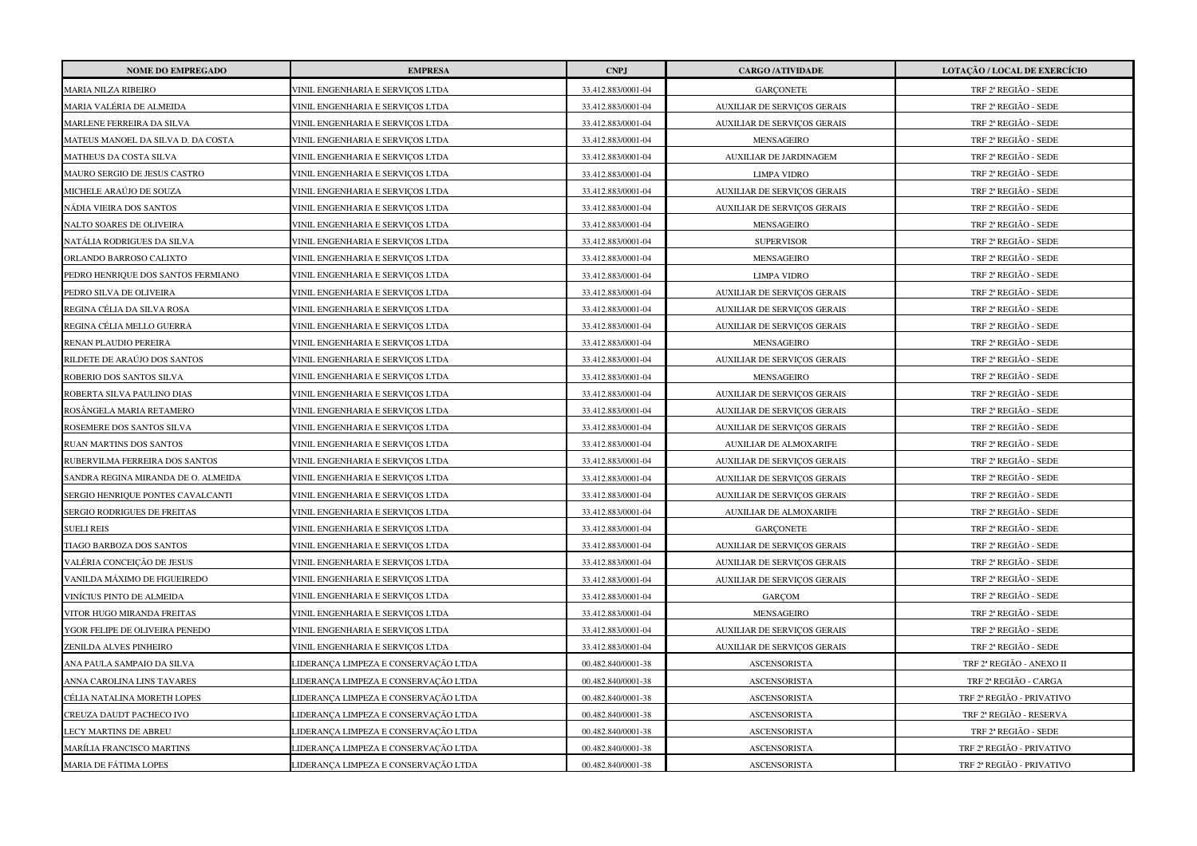| NOME DO EMPREGADO | EMPRESA | CNPJ | CARGO /ATIVIDADE | LOTAÇÃO / LOCAL DE EXERCÍCIO |
|---|---|---|---|---|
| MARIA NILZA RIBEIRO | VINIL ENGENHARIA E SERVIÇOS LTDA | 33.412.883/0001-04 | GARÇONETE | TRF 2ª REGIÃO - SEDE |
| MARIA VALÉRIA DE ALMEIDA | VINIL ENGENHARIA E SERVIÇOS LTDA | 33.412.883/0001-04 | AUXILIAR DE SERVIÇOS GERAIS | TRF 2ª REGIÃO - SEDE |
| MARLENE FERREIRA DA SILVA | VINIL ENGENHARIA E SERVIÇOS LTDA | 33.412.883/0001-04 | AUXILIAR DE SERVIÇOS GERAIS | TRF 2ª REGIÃO - SEDE |
| MATEUS MANOEL DA SILVA D. DA COSTA | VINIL ENGENHARIA E SERVIÇOS LTDA | 33.412.883/0001-04 | MENSAGEIRO | TRF 2ª REGIÃO - SEDE |
| MATHEUS DA COSTA SILVA | VINIL ENGENHARIA E SERVIÇOS LTDA | 33.412.883/0001-04 | AUXILIAR DE JARDINAGEM | TRF 2ª REGIÃO - SEDE |
| MAURO SERGIO DE JESUS CASTRO | VINIL ENGENHARIA E SERVIÇOS LTDA | 33.412.883/0001-04 | LIMPA VIDRO | TRF 2ª REGIÃO - SEDE |
| MICHELE ARAÚJO DE SOUZA | VINIL ENGENHARIA E SERVIÇOS LTDA | 33.412.883/0001-04 | AUXILIAR DE SERVIÇOS GERAIS | TRF 2ª REGIÃO - SEDE |
| NÁDIA VIEIRA DOS SANTOS | VINIL ENGENHARIA E SERVIÇOS LTDA | 33.412.883/0001-04 | AUXILIAR DE SERVIÇOS GERAIS | TRF 2ª REGIÃO - SEDE |
| NALTO SOARES DE OLIVEIRA | VINIL ENGENHARIA E SERVIÇOS LTDA | 33.412.883/0001-04 | MENSAGEIRO | TRF 2ª REGIÃO - SEDE |
| NATÁLIA RODRIGUES DA SILVA | VINIL ENGENHARIA E SERVIÇOS LTDA | 33.412.883/0001-04 | SUPERVISOR | TRF 2ª REGIÃO - SEDE |
| ORLANDO BARROSO CALIXTO | VINIL ENGENHARIA E SERVIÇOS LTDA | 33.412.883/0001-04 | MENSAGEIRO | TRF 2ª REGIÃO - SEDE |
| PEDRO HENRIQUE DOS SANTOS FERMIANO | VINIL ENGENHARIA E SERVIÇOS LTDA | 33.412.883/0001-04 | LIMPA VIDRO | TRF 2ª REGIÃO - SEDE |
| PEDRO SILVA DE OLIVEIRA | VINIL ENGENHARIA E SERVIÇOS LTDA | 33.412.883/0001-04 | AUXILIAR DE SERVIÇOS GERAIS | TRF 2ª REGIÃO - SEDE |
| REGINA CÉLIA DA SILVA ROSA | VINIL ENGENHARIA E SERVIÇOS LTDA | 33.412.883/0001-04 | AUXILIAR DE SERVIÇOS GERAIS | TRF 2ª REGIÃO - SEDE |
| REGINA CÉLIA MELLO GUERRA | VINIL ENGENHARIA E SERVIÇOS LTDA | 33.412.883/0001-04 | AUXILIAR DE SERVIÇOS GERAIS | TRF 2ª REGIÃO - SEDE |
| RENAN PLAUDIO PEREIRA | VINIL ENGENHARIA E SERVIÇOS LTDA | 33.412.883/0001-04 | MENSAGEIRO | TRF 2ª REGIÃO - SEDE |
| RILDETE DE ARAÚJO DOS SANTOS | VINIL ENGENHARIA E SERVIÇOS LTDA | 33.412.883/0001-04 | AUXILIAR DE SERVIÇOS GERAIS | TRF 2ª REGIÃO - SEDE |
| ROBERIO DOS SANTOS SILVA | VINIL ENGENHARIA E SERVIÇOS LTDA | 33.412.883/0001-04 | MENSAGEIRO | TRF 2ª REGIÃO - SEDE |
| ROBERTA SILVA PAULINO DIAS | VINIL ENGENHARIA E SERVIÇOS LTDA | 33.412.883/0001-04 | AUXILIAR DE SERVIÇOS GERAIS | TRF 2ª REGIÃO - SEDE |
| ROSÂNGELA MARIA RETAMERO | VINIL ENGENHARIA E SERVIÇOS LTDA | 33.412.883/0001-04 | AUXILIAR DE SERVIÇOS GERAIS | TRF 2ª REGIÃO - SEDE |
| ROSEMERE DOS SANTOS SILVA | VINIL ENGENHARIA E SERVIÇOS LTDA | 33.412.883/0001-04 | AUXILIAR DE SERVIÇOS GERAIS | TRF 2ª REGIÃO - SEDE |
| RUAN MARTINS DOS SANTOS | VINIL ENGENHARIA E SERVIÇOS LTDA | 33.412.883/0001-04 | AUXILIAR DE ALMOXARIFE | TRF 2ª REGIÃO - SEDE |
| RUBERVILMA FERREIRA DOS SANTOS | VINIL ENGENHARIA E SERVIÇOS LTDA | 33.412.883/0001-04 | AUXILIAR DE SERVIÇOS GERAIS | TRF 2ª REGIÃO - SEDE |
| SANDRA REGINA MIRANDA DE O. ALMEIDA | VINIL ENGENHARIA E SERVIÇOS LTDA | 33.412.883/0001-04 | AUXILIAR DE SERVIÇOS GERAIS | TRF 2ª REGIÃO - SEDE |
| SERGIO HENRIQUE PONTES CAVALCANTI | VINIL ENGENHARIA E SERVIÇOS LTDA | 33.412.883/0001-04 | AUXILIAR DE SERVIÇOS GERAIS | TRF 2ª REGIÃO - SEDE |
| SERGIO RODRIGUES DE FREITAS | VINIL ENGENHARIA E SERVIÇOS LTDA | 33.412.883/0001-04 | AUXILIAR DE ALMOXARIFE | TRF 2ª REGIÃO - SEDE |
| SUELI REIS | VINIL ENGENHARIA E SERVIÇOS LTDA | 33.412.883/0001-04 | GARÇONETE | TRF 2ª REGIÃO - SEDE |
| TIAGO BARBOZA DOS SANTOS | VINIL ENGENHARIA E SERVIÇOS LTDA | 33.412.883/0001-04 | AUXILIAR DE SERVIÇOS GERAIS | TRF 2ª REGIÃO - SEDE |
| VALÉRIA CONCEIÇÃO DE JESUS | VINIL ENGENHARIA E SERVIÇOS LTDA | 33.412.883/0001-04 | AUXILIAR DE SERVIÇOS GERAIS | TRF 2ª REGIÃO - SEDE |
| VANILDA MÁXIMO DE FIGUEIREDO | VINIL ENGENHARIA E SERVIÇOS LTDA | 33.412.883/0001-04 | AUXILIAR DE SERVIÇOS GERAIS | TRF 2ª REGIÃO - SEDE |
| VINÍCIUS PINTO DE ALMEIDA | VINIL ENGENHARIA E SERVIÇOS LTDA | 33.412.883/0001-04 | GARÇOM | TRF 2ª REGIÃO - SEDE |
| VITOR HUGO MIRANDA FREITAS | VINIL ENGENHARIA E SERVIÇOS LTDA | 33.412.883/0001-04 | MENSAGEIRO | TRF 2ª REGIÃO - SEDE |
| YGOR FELIPE DE OLIVEIRA PENEDO | VINIL ENGENHARIA E SERVIÇOS LTDA | 33.412.883/0001-04 | AUXILIAR DE SERVIÇOS GERAIS | TRF 2ª REGIÃO - SEDE |
| ZENILDA ALVES PINHEIRO | VINIL ENGENHARIA E SERVIÇOS LTDA | 33.412.883/0001-04 | AUXILIAR DE SERVIÇOS GERAIS | TRF 2ª REGIÃO - SEDE |
| ANA PAULA SAMPAIO DA SILVA | LIDERANÇA LIMPEZA E CONSERVAÇÃO LTDA | 00.482.840/0001-38 | ASCENSORISTA | TRF 2ª REGIÃO - ANEXO II |
| ANNA CAROLINA LINS TAVARES | LIDERANÇA LIMPEZA E CONSERVAÇÃO LTDA | 00.482.840/0001-38 | ASCENSORISTA | TRF 2ª REGIÃO - CARGA |
| CÉLIA NATALINA MORETH LOPES | LIDERANÇA LIMPEZA E CONSERVAÇÃO LTDA | 00.482.840/0001-38 | ASCENSORISTA | TRF 2ª REGIÃO - PRIVATIVO |
| CREUZA DAUDT PACHECO IVO | LIDERANÇA LIMPEZA E CONSERVAÇÃO LTDA | 00.482.840/0001-38 | ASCENSORISTA | TRF 2ª REGIÃO - RESERVA |
| LECY MARTINS DE ABREU | LIDERANÇA LIMPEZA E CONSERVAÇÃO LTDA | 00.482.840/0001-38 | ASCENSORISTA | TRF 2ª REGIÃO - SEDE |
| MARÍLIA FRANCISCO MARTINS | LIDERANÇA LIMPEZA E CONSERVAÇÃO LTDA | 00.482.840/0001-38 | ASCENSORISTA | TRF 2ª REGIÃO - PRIVATIVO |
| MARIA DE FÁTIMA LOPES | LIDERANÇA LIMPEZA E CONSERVAÇÃO LTDA | 00.482.840/0001-38 | ASCENSORISTA | TRF 2ª REGIÃO - PRIVATIVO |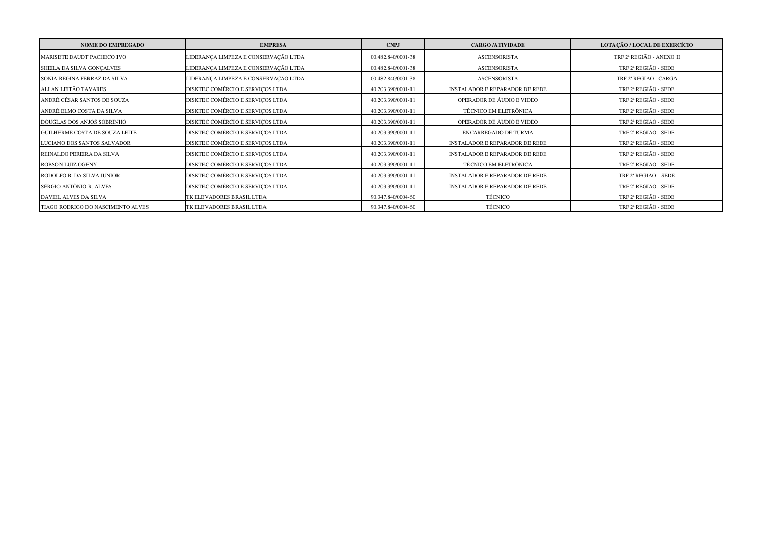| NOME DO EMPREGADO | EMPRESA | CNPJ | CARGO /ATIVIDADE | LOTAÇÃO / LOCAL DE EXERCÍCIO |
|---|---|---|---|---|
| MARISETE DAUDT PACHECO IVO | LIDERANÇA LIMPEZA E CONSERVAÇÃO LTDA | 00.482.840/0001-38 | ASCENSORISTA | TRF 2ª REGIÃO - ANEXO II |
| SHEILA DA SILVA GONÇALVES | LIDERANÇA LIMPEZA E CONSERVAÇÃO LTDA | 00.482.840/0001-38 | ASCENSORISTA | TRF 2ª REGIÃO - SEDE |
| SONIA REGINA FERRAZ DA SILVA | LIDERANÇA LIMPEZA E CONSERVAÇÃO LTDA | 00.482.840/0001-38 | ASCENSORISTA | TRF 2ª REGIÃO - CARGA |
| ALLAN LEITÃO TAVARES | DISKTEC COMÉRCIO E SERVIÇOS LTDA | 40.203.390/0001-11 | INSTALADOR E REPARADOR DE REDE | TRF 2ª REGIÃO - SEDE |
| ANDRÉ CÉSAR SANTOS DE SOUZA | DISKTEC COMÉRCIO E SERVIÇOS LTDA | 40.203.390/0001-11 | OPERADOR DE ÁUDIO E VIDEO | TRF 2ª REGIÃO - SEDE |
| ANDRÉ ELMO COSTA DA SILVA | DISKTEC COMÉRCIO E SERVIÇOS LTDA | 40.203.390/0001-11 | TÉCNICO EM ELETRÔNICA | TRF 2ª REGIÃO - SEDE |
| DOUGLAS DOS ANJOS SOBRINHO | DISKTEC COMÉRCIO E SERVIÇOS LTDA | 40.203.390/0001-11 | OPERADOR DE ÁUDIO E VIDEO | TRF 2ª REGIÃO - SEDE |
| GUILHERME COSTA DE SOUZA LEITE | DISKTEC COMÉRCIO E SERVIÇOS LTDA | 40.203.390/0001-11 | ENCARREGADO DE TURMA | TRF 2ª REGIÃO - SEDE |
| LUCIANO DOS SANTOS SALVADOR | DISKTEC COMÉRCIO E SERVIÇOS LTDA | 40.203.390/0001-11 | INSTALADOR E REPARADOR DE REDE | TRF 2ª REGIÃO - SEDE |
| REINALDO PEREIRA DA SILVA | DISKTEC COMÉRCIO E SERVIÇOS LTDA | 40.203.390/0001-11 | INSTALADOR E REPARADOR DE REDE | TRF 2ª REGIÃO - SEDE |
| ROBSON LUIZ OGENY | DISKTEC COMÉRCIO E SERVIÇOS LTDA | 40.203.390/0001-11 | TÉCNICO EM ELETRÔNICA | TRF 2ª REGIÃO - SEDE |
| RODOLFO B. DA SILVA JUNIOR | DISKTEC COMÉRCIO E SERVIÇOS LTDA | 40.203.390/0001-11 | INSTALADOR E REPARADOR DE REDE | TRF 2ª REGIÃO – SEDE |
| SÉRGIO ANTÔNIO R. ALVES | DISKTEC COMÉRCIO E SERVIÇOS LTDA | 40.203.390/0001-11 | INSTALADOR E REPARADOR DE REDE | TRF 2ª REGIÃO - SEDE |
| DAVIEL ALVES DA SILVA | TK ELEVADORES BRASIL LTDA | 90.347.840/0004-60 | TÉCNICO | TRF 2ª REGIÃO - SEDE |
| TIAGO RODRIGO DO NASCIMENTO ALVES | TK ELEVADORES BRASIL LTDA | 90.347.840/0004-60 | TÉCNICO | TRF 2ª REGIÃO - SEDE |